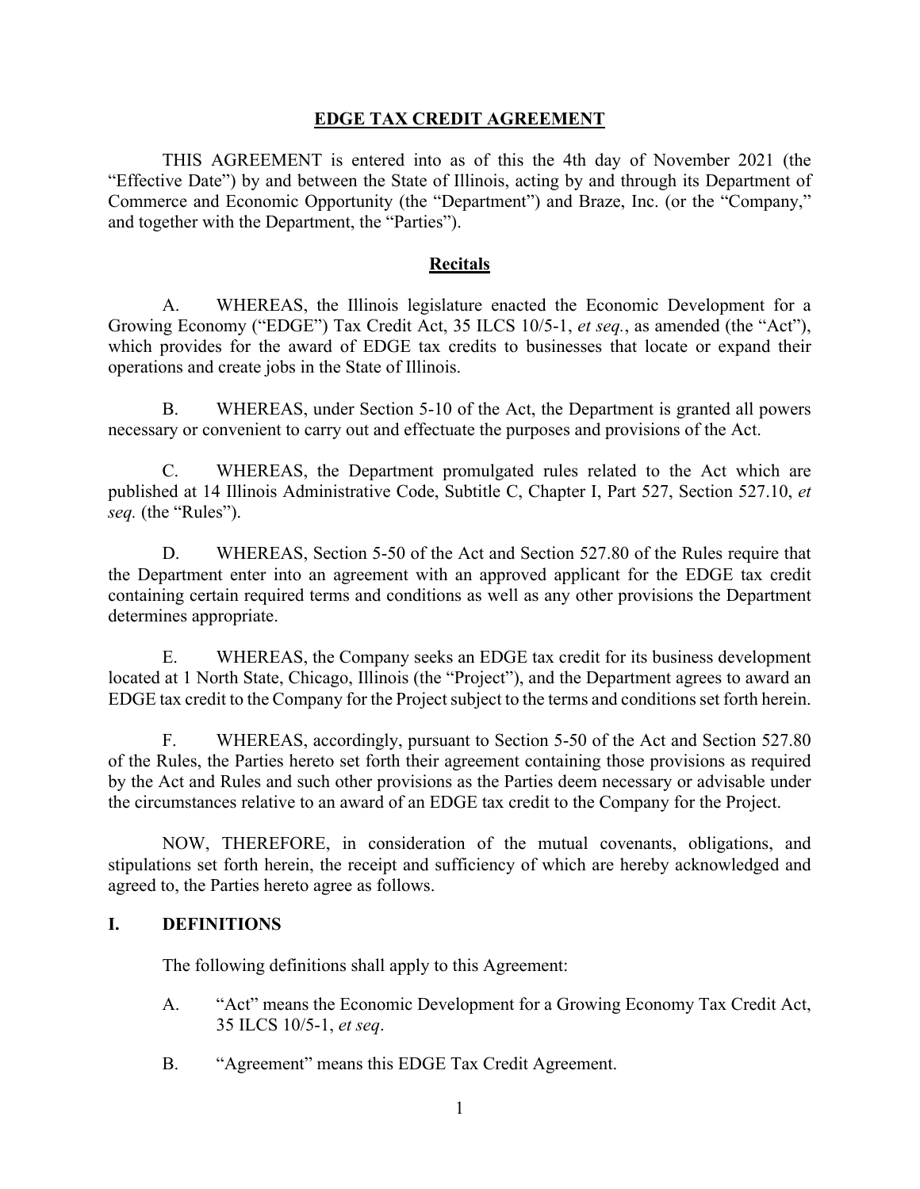# EDGE TAX CREDIT AGREEMENT

THIS AGREEMENT is entered into as of this the 4th day of November 2021 (the "Effective Date") by and between the State of Illinois, acting by and through its Department of Commerce and Economic Opportunity (the "Department") and Braze, Inc. (or the "Company," and together with the Department, the "Parties").

## Recitals

A. WHEREAS, the Illinois legislature enacted the Economic Development for a Growing Economy ("EDGE") Tax Credit Act, 35 ILCS 10/5-1, *et seq.*, as amended (the "Act"), which provides for the award of EDGE tax credits to businesses that locate or expand their operations and create jobs in the State of Illinois.

B. WHEREAS, under Section 5-10 of the Act, the Department is granted all powers necessary or convenient to carry out and effectuate the purposes and provisions of the Act.

C. WHEREAS, the Department promulgated rules related to the Act which are published at 14 Illinois Administrative Code, Subtitle C, Chapter I, Part 527, Section 527.10, *et seq.* (the "Rules").

D. WHEREAS, Section 5-50 of the Act and Section 527.80 of the Rules require that the Department enter into an agreement with an approved applicant for the EDGE tax credit containing certain required terms and conditions as well as any other provisions the Department determines appropriate.

E. WHEREAS, the Company seeks an EDGE tax credit for its business development located at 1 North State, Chicago, Illinois (the "Project"), and the Department agrees to award an EDGE tax credit to the Company for the Project subject to the terms and conditions set forth herein.

F. WHEREAS, accordingly, pursuant to Section 5-50 of the Act and Section 527.80 of the Rules, the Parties hereto set forth their agreement containing those provisions as required by the Act and Rules and such other provisions as the Parties deem necessary or advisable under the circumstances relative to an award of an EDGE tax credit to the Company for the Project.

NOW, THEREFORE, in consideration of the mutual covenants, obligations, and stipulations set forth herein, the receipt and sufficiency of which are hereby acknowledged and agreed to, the Parties hereto agree as follows.

## I. DEFINITIONS

The following definitions shall apply to this Agreement:

A. "Act" means the Economic Development for a Growing Economy Tax Credit Act, 35 ILCS 10/5-1, *et seq*.

B. "Agreement" means this EDGE Tax Credit Agreement.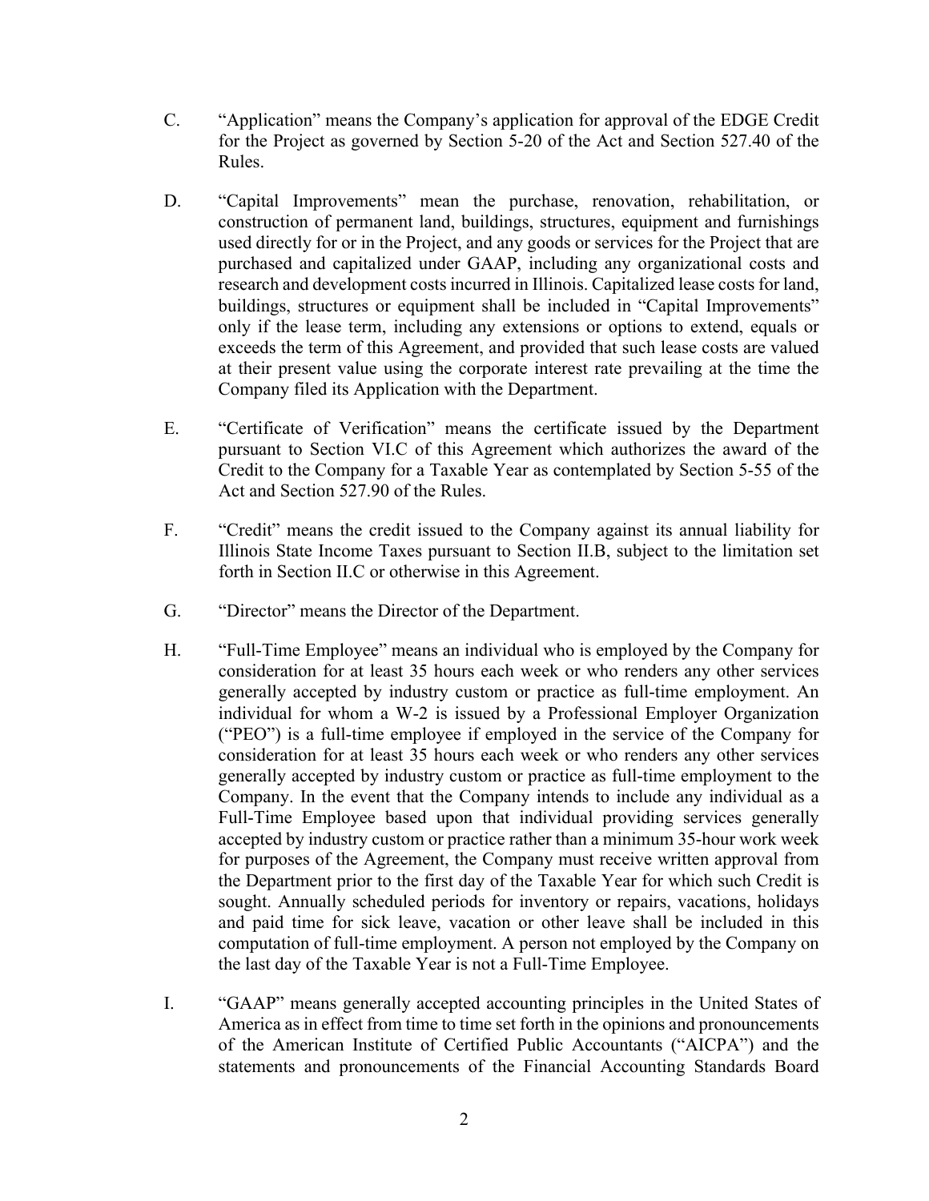C. “Application” means the Company’s application for approval of the EDGE Credit for the Project as governed by Section 5-20 of the Act and Section 527.40 of the Rules.

D. “Capital Improvements” mean the purchase, renovation, rehabilitation, or construction of permanent land, buildings, structures, equipment and furnishings used directly for or in the Project, and any goods or services for the Project that are purchased and capitalized under GAAP, including any organizational costs and research and development costs incurred in Illinois. Capitalized lease costs for land, buildings, structures or equipment shall be included in “Capital Improvements” only if the lease term, including any extensions or options to extend, equals or exceeds the term of this Agreement, and provided that such lease costs are valued at their present value using the corporate interest rate prevailing at the time the Company filed its Application with the Department.

E. “Certificate of Verification” means the certificate issued by the Department pursuant to Section VI.C of this Agreement which authorizes the award of the Credit to the Company for a Taxable Year as contemplated by Section 5-55 of the Act and Section 527.90 of the Rules.

F. “Credit” means the credit issued to the Company against its annual liability for Illinois State Income Taxes pursuant to Section II.B, subject to the limitation set forth in Section II.C or otherwise in this Agreement.

G. “Director” means the Director of the Department.

H. “Full-Time Employee” means an individual who is employed by the Company for consideration for at least 35 hours each week or who renders any other services generally accepted by industry custom or practice as full-time employment. An individual for whom a W-2 is issued by a Professional Employer Organization (“PEO”) is a full-time employee if employed in the service of the Company for consideration for at least 35 hours each week or who renders any other services generally accepted by industry custom or practice as full-time employment to the Company. In the event that the Company intends to include any individual as a Full-Time Employee based upon that individual providing services generally accepted by industry custom or practice rather than a minimum 35-hour work week for purposes of the Agreement, the Company must receive written approval from the Department prior to the first day of the Taxable Year for which such Credit is sought. Annually scheduled periods for inventory or repairs, vacations, holidays and paid time for sick leave, vacation or other leave shall be included in this computation of full-time employment. A person not employed by the Company on the last day of the Taxable Year is not a Full-Time Employee.

I. “GAAP” means generally accepted accounting principles in the United States of America as in effect from time to time set forth in the opinions and pronouncements of the American Institute of Certified Public Accountants (“AICPA”) and the statements and pronouncements of the Financial Accounting Standards Board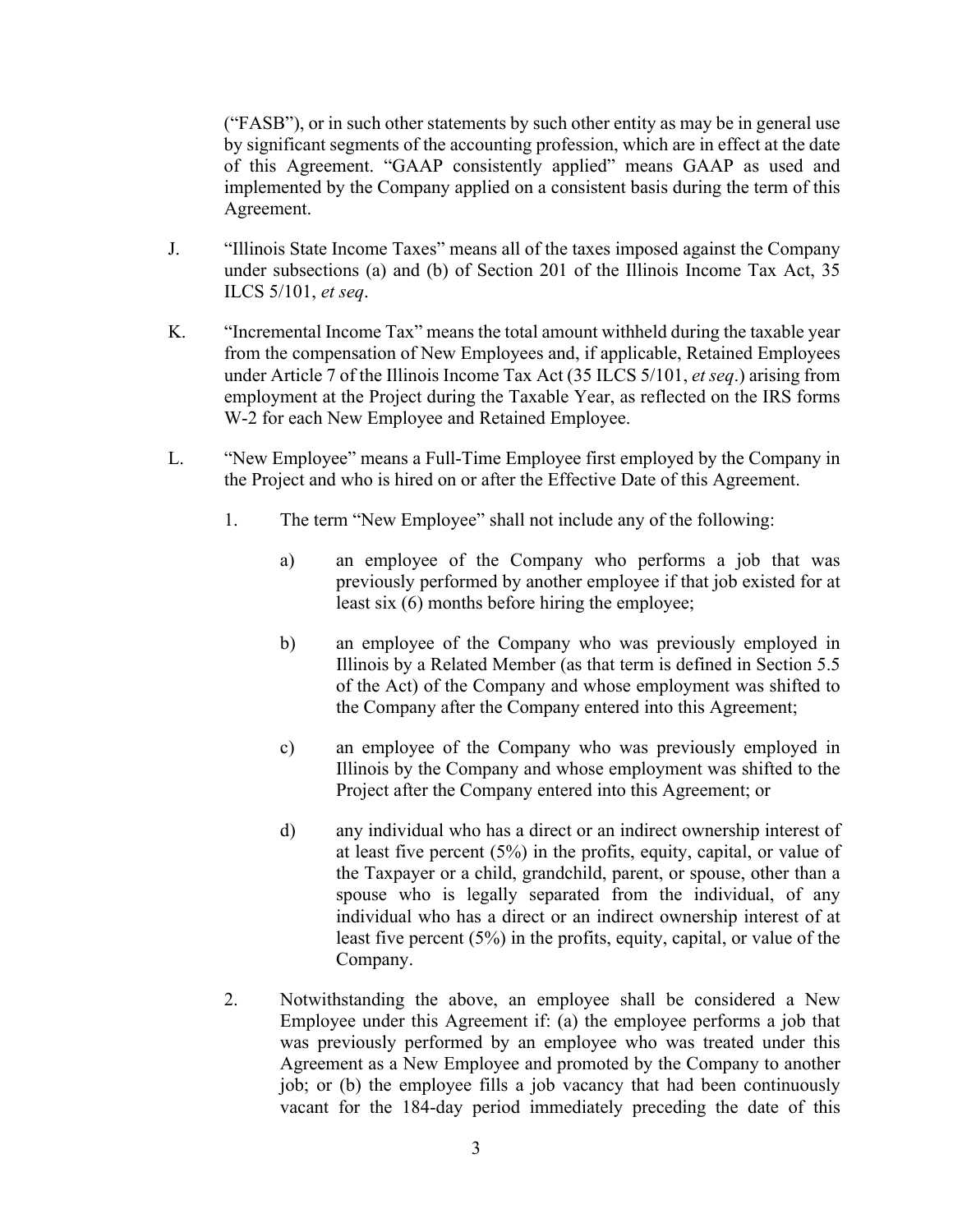(“FASB”), or in such other statements by such other entity as may be in general use by significant segments of the accounting profession, which are in effect at the date of this Agreement. “GAAP consistently applied” means GAAP as used and implemented by the Company applied on a consistent basis during the term of this Agreement.

J. “Illinois State Income Taxes” means all of the taxes imposed against the Company under subsections (a) and (b) of Section 201 of the Illinois Income Tax Act, 35 ILCS 5/101, *et seq*.

K. “Incremental Income Tax” means the total amount withheld during the taxable year from the compensation of New Employees and, if applicable, Retained Employees under Article 7 of the Illinois Income Tax Act (35 ILCS 5/101, *et seq*.) arising from employment at the Project during the Taxable Year, as reflected on the IRS forms W-2 for each New Employee and Retained Employee.

L. “New Employee” means a Full-Time Employee first employed by the Company in the Project and who is hired on or after the Effective Date of this Agreement.

1. The term “New Employee” shall not include any of the following:

   a) an employee of the Company who performs a job that was previously performed by another employee if that job existed for at least six (6) months before hiring the employee;

   b) an employee of the Company who was previously employed in Illinois by a Related Member (as that term is defined in Section 5.5 of the Act) of the Company and whose employment was shifted to the Company after the Company entered into this Agreement;

   c) an employee of the Company who was previously employed in Illinois by the Company and whose employment was shifted to the Project after the Company entered into this Agreement; or

   d) any individual who has a direct or an indirect ownership interest of at least five percent (5%) in the profits, equity, capital, or value of the Taxpayer or a child, grandchild, parent, or spouse, other than a spouse who is legally separated from the individual, of any individual who has a direct or an indirect ownership interest of at least five percent (5%) in the profits, equity, capital, or value of the Company.

2. Notwithstanding the above, an employee shall be considered a New Employee under this Agreement if: (a) the employee performs a job that was previously performed by an employee who was treated under this Agreement as a New Employee and promoted by the Company to another job; or (b) the employee fills a job vacancy that had been continuously vacant for the 184-day period immediately preceding the date of this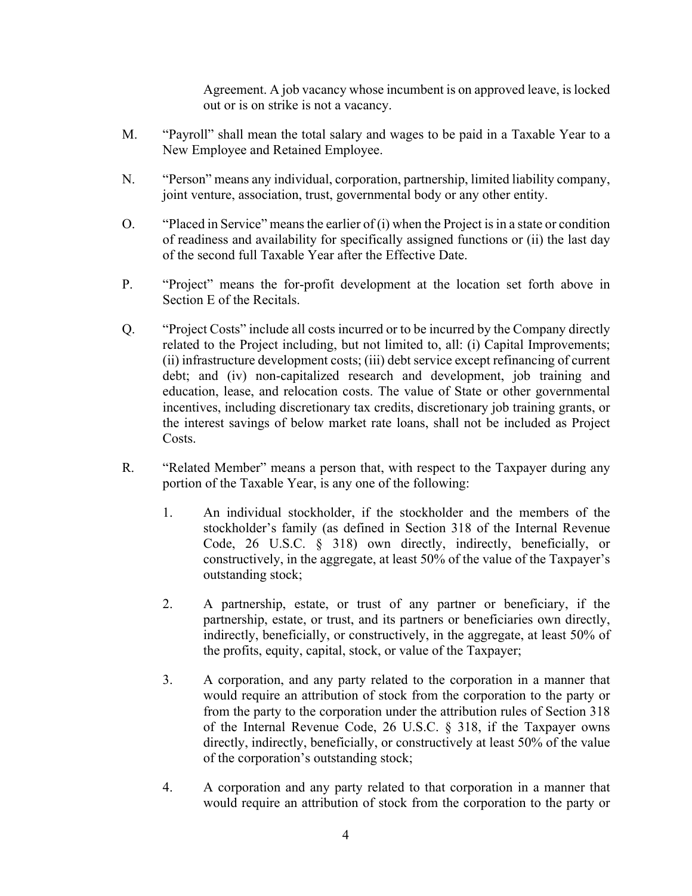Agreement. A job vacancy whose incumbent is on approved leave, is locked out or is on strike is not a vacancy.

M. "Payroll" shall mean the total salary and wages to be paid in a Taxable Year to a New Employee and Retained Employee.

N. "Person" means any individual, corporation, partnership, limited liability company, joint venture, association, trust, governmental body or any other entity.

O. "Placed in Service" means the earlier of (i) when the Project is in a state or condition of readiness and availability for specifically assigned functions or (ii) the last day of the second full Taxable Year after the Effective Date.

P. "Project" means the for-profit development at the location set forth above in Section E of the Recitals.

Q. "Project Costs" include all costs incurred or to be incurred by the Company directly related to the Project including, but not limited to, all: (i) Capital Improvements; (ii) infrastructure development costs; (iii) debt service except refinancing of current debt; and (iv) non-capitalized research and development, job training and education, lease, and relocation costs. The value of State or other governmental incentives, including discretionary tax credits, discretionary job training grants, or the interest savings of below market rate loans, shall not be included as Project Costs.

R. "Related Member" means a person that, with respect to the Taxpayer during any portion of the Taxable Year, is any one of the following:

1. An individual stockholder, if the stockholder and the members of the stockholder's family (as defined in Section 318 of the Internal Revenue Code, 26 U.S.C. § 318) own directly, indirectly, beneficially, or constructively, in the aggregate, at least 50% of the value of the Taxpayer's outstanding stock;

2. A partnership, estate, or trust of any partner or beneficiary, if the partnership, estate, or trust, and its partners or beneficiaries own directly, indirectly, beneficially, or constructively, in the aggregate, at least 50% of the profits, equity, capital, stock, or value of the Taxpayer;

3. A corporation, and any party related to the corporation in a manner that would require an attribution of stock from the corporation to the party or from the party to the corporation under the attribution rules of Section 318 of the Internal Revenue Code, 26 U.S.C. § 318, if the Taxpayer owns directly, indirectly, beneficially, or constructively at least 50% of the value of the corporation's outstanding stock;

4. A corporation and any party related to that corporation in a manner that would require an attribution of stock from the corporation to the party or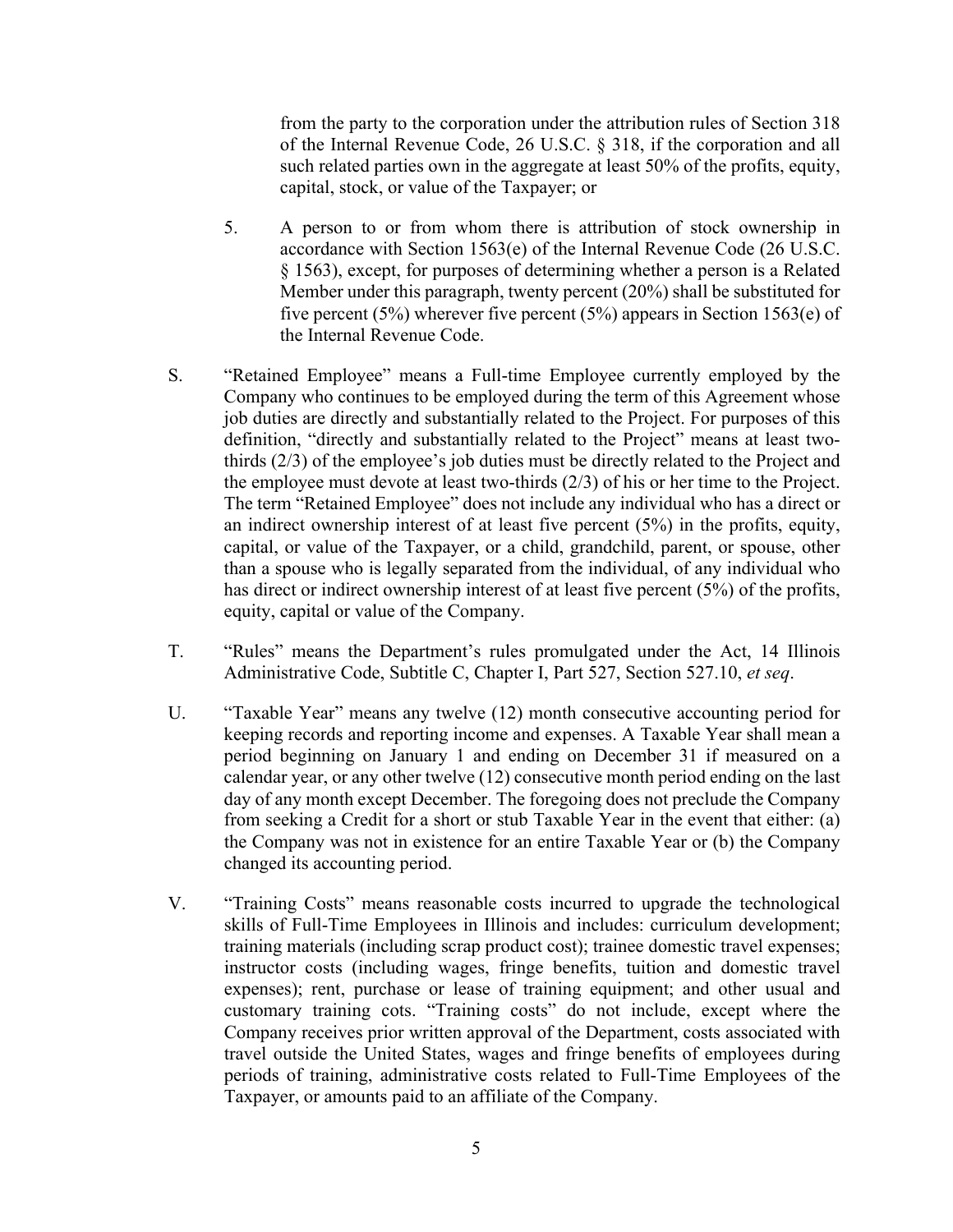from the party to the corporation under the attribution rules of Section 318 of the Internal Revenue Code, 26 U.S.C. § 318, if the corporation and all such related parties own in the aggregate at least 50% of the profits, equity, capital, stock, or value of the Taxpayer; or

5. A person to or from whom there is attribution of stock ownership in accordance with Section 1563(e) of the Internal Revenue Code (26 U.S.C. § 1563), except, for purposes of determining whether a person is a Related Member under this paragraph, twenty percent (20%) shall be substituted for five percent (5%) wherever five percent (5%) appears in Section 1563(e) of the Internal Revenue Code.

S. "Retained Employee" means a Full-time Employee currently employed by the Company who continues to be employed during the term of this Agreement whose job duties are directly and substantially related to the Project. For purposes of this definition, "directly and substantially related to the Project" means at least two-thirds (2/3) of the employee's job duties must be directly related to the Project and the employee must devote at least two-thirds (2/3) of his or her time to the Project. The term "Retained Employee" does not include any individual who has a direct or an indirect ownership interest of at least five percent (5%) in the profits, equity, capital, or value of the Taxpayer, or a child, grandchild, parent, or spouse, other than a spouse who is legally separated from the individual, of any individual who has direct or indirect ownership interest of at least five percent (5%) of the profits, equity, capital or value of the Company.

T. "Rules" means the Department's rules promulgated under the Act, 14 Illinois Administrative Code, Subtitle C, Chapter I, Part 527, Section 527.10, *et seq*.

U. "Taxable Year" means any twelve (12) month consecutive accounting period for keeping records and reporting income and expenses. A Taxable Year shall mean a period beginning on January 1 and ending on December 31 if measured on a calendar year, or any other twelve (12) consecutive month period ending on the last day of any month except December. The foregoing does not preclude the Company from seeking a Credit for a short or stub Taxable Year in the event that either: (a) the Company was not in existence for an entire Taxable Year or (b) the Company changed its accounting period.

V. "Training Costs" means reasonable costs incurred to upgrade the technological skills of Full-Time Employees in Illinois and includes: curriculum development; training materials (including scrap product cost); trainee domestic travel expenses; instructor costs (including wages, fringe benefits, tuition and domestic travel expenses); rent, purchase or lease of training equipment; and other usual and customary training cots. "Training costs" do not include, except where the Company receives prior written approval of the Department, costs associated with travel outside the United States, wages and fringe benefits of employees during periods of training, administrative costs related to Full-Time Employees of the Taxpayer, or amounts paid to an affiliate of the Company.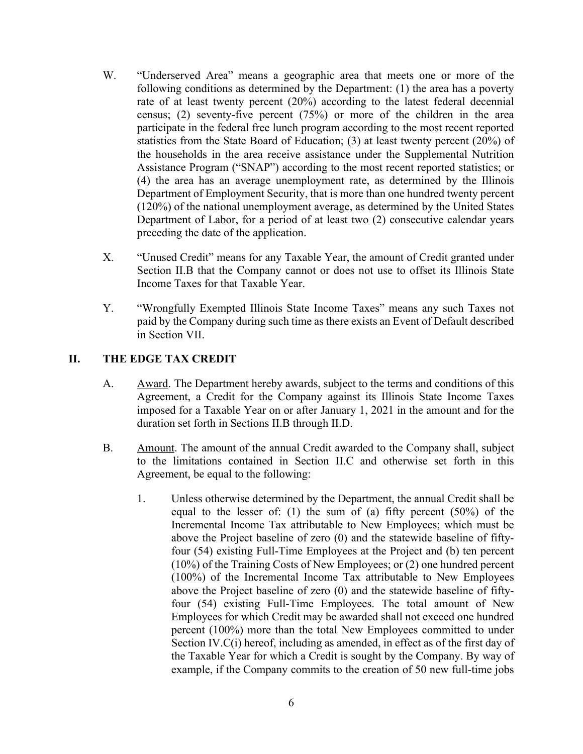W. "Underserved Area" means a geographic area that meets one or more of the following conditions as determined by the Department: (1) the area has a poverty rate of at least twenty percent (20%) according to the latest federal decennial census; (2) seventy-five percent (75%) or more of the children in the area participate in the federal free lunch program according to the most recent reported statistics from the State Board of Education; (3) at least twenty percent (20%) of the households in the area receive assistance under the Supplemental Nutrition Assistance Program ("SNAP") according to the most recent reported statistics; or (4) the area has an average unemployment rate, as determined by the Illinois Department of Employment Security, that is more than one hundred twenty percent (120%) of the national unemployment average, as determined by the United States Department of Labor, for a period of at least two (2) consecutive calendar years preceding the date of the application.

X. "Unused Credit" means for any Taxable Year, the amount of Credit granted under Section II.B that the Company cannot or does not use to offset its Illinois State Income Taxes for that Taxable Year.

Y. "Wrongfully Exempted Illinois State Income Taxes" means any such Taxes not paid by the Company during such time as there exists an Event of Default described in Section VII.

## II. THE EDGE TAX CREDIT

A. Award. The Department hereby awards, subject to the terms and conditions of this Agreement, a Credit for the Company against its Illinois State Income Taxes imposed for a Taxable Year on or after January 1, 2021 in the amount and for the duration set forth in Sections II.B through II.D.

B. Amount. The amount of the annual Credit awarded to the Company shall, subject to the limitations contained in Section II.C and otherwise set forth in this Agreement, be equal to the following:

1. Unless otherwise determined by the Department, the annual Credit shall be equal to the lesser of: (1) the sum of (a) fifty percent (50%) of the Incremental Income Tax attributable to New Employees; which must be above the Project baseline of zero (0) and the statewide baseline of fifty-four (54) existing Full-Time Employees at the Project and (b) ten percent (10%) of the Training Costs of New Employees; or (2) one hundred percent (100%) of the Incremental Income Tax attributable to New Employees above the Project baseline of zero (0) and the statewide baseline of fifty-four (54) existing Full-Time Employees. The total amount of New Employees for which Credit may be awarded shall not exceed one hundred percent (100%) more than the total New Employees committed to under Section IV.C(i) hereof, including as amended, in effect as of the first day of the Taxable Year for which a Credit is sought by the Company. By way of example, if the Company commits to the creation of 50 new full-time jobs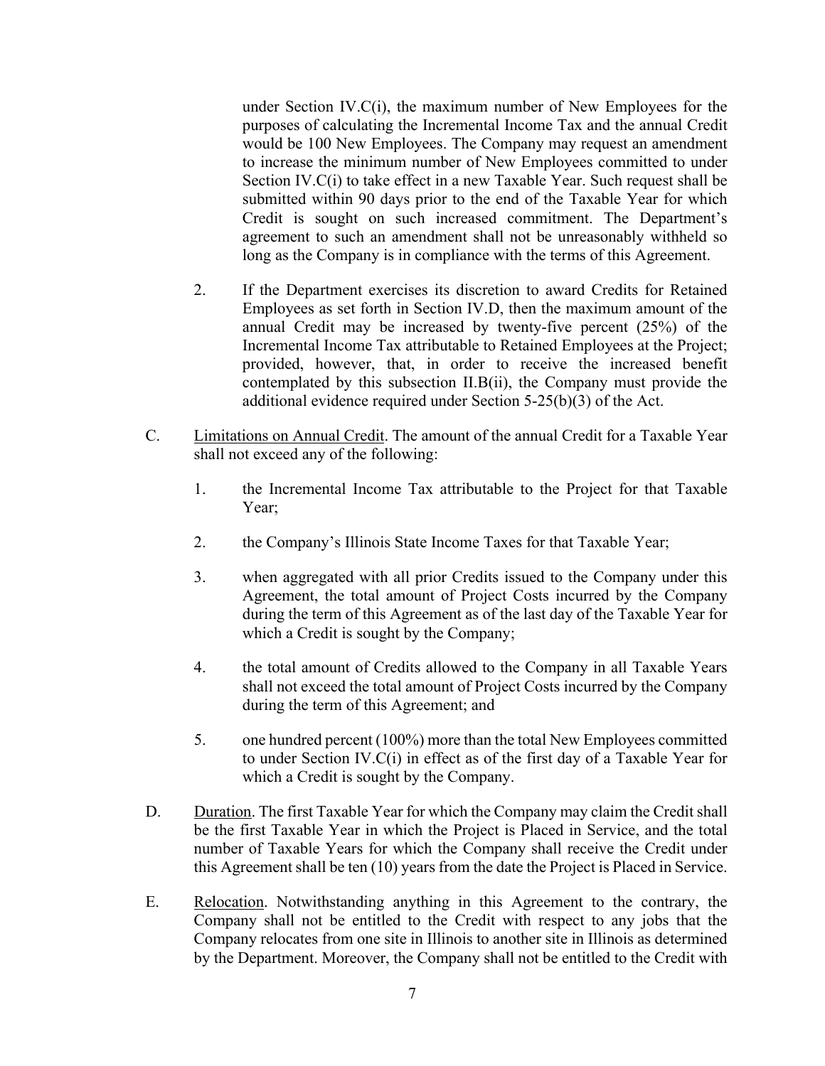under Section IV.C(i), the maximum number of New Employees for the purposes of calculating the Incremental Income Tax and the annual Credit would be 100 New Employees. The Company may request an amendment to increase the minimum number of New Employees committed to under Section IV.C(i) to take effect in a new Taxable Year. Such request shall be submitted within 90 days prior to the end of the Taxable Year for which Credit is sought on such increased commitment. The Department's agreement to such an amendment shall not be unreasonably withheld so long as the Company is in compliance with the terms of this Agreement.

2. If the Department exercises its discretion to award Credits for Retained Employees as set forth in Section IV.D, then the maximum amount of the annual Credit may be increased by twenty-five percent (25%) of the Incremental Income Tax attributable to Retained Employees at the Project; provided, however, that, in order to receive the increased benefit contemplated by this subsection II.B(ii), the Company must provide the additional evidence required under Section 5-25(b)(3) of the Act.

C. Limitations on Annual Credit. The amount of the annual Credit for a Taxable Year shall not exceed any of the following:

1. the Incremental Income Tax attributable to the Project for that Taxable Year;

2. the Company's Illinois State Income Taxes for that Taxable Year;

3. when aggregated with all prior Credits issued to the Company under this Agreement, the total amount of Project Costs incurred by the Company during the term of this Agreement as of the last day of the Taxable Year for which a Credit is sought by the Company;

4. the total amount of Credits allowed to the Company in all Taxable Years shall not exceed the total amount of Project Costs incurred by the Company during the term of this Agreement; and

5. one hundred percent (100%) more than the total New Employees committed to under Section IV.C(i) in effect as of the first day of a Taxable Year for which a Credit is sought by the Company.

D. Duration. The first Taxable Year for which the Company may claim the Credit shall be the first Taxable Year in which the Project is Placed in Service, and the total number of Taxable Years for which the Company shall receive the Credit under this Agreement shall be ten (10) years from the date the Project is Placed in Service.

E. Relocation. Notwithstanding anything in this Agreement to the contrary, the Company shall not be entitled to the Credit with respect to any jobs that the Company relocates from one site in Illinois to another site in Illinois as determined by the Department. Moreover, the Company shall not be entitled to the Credit with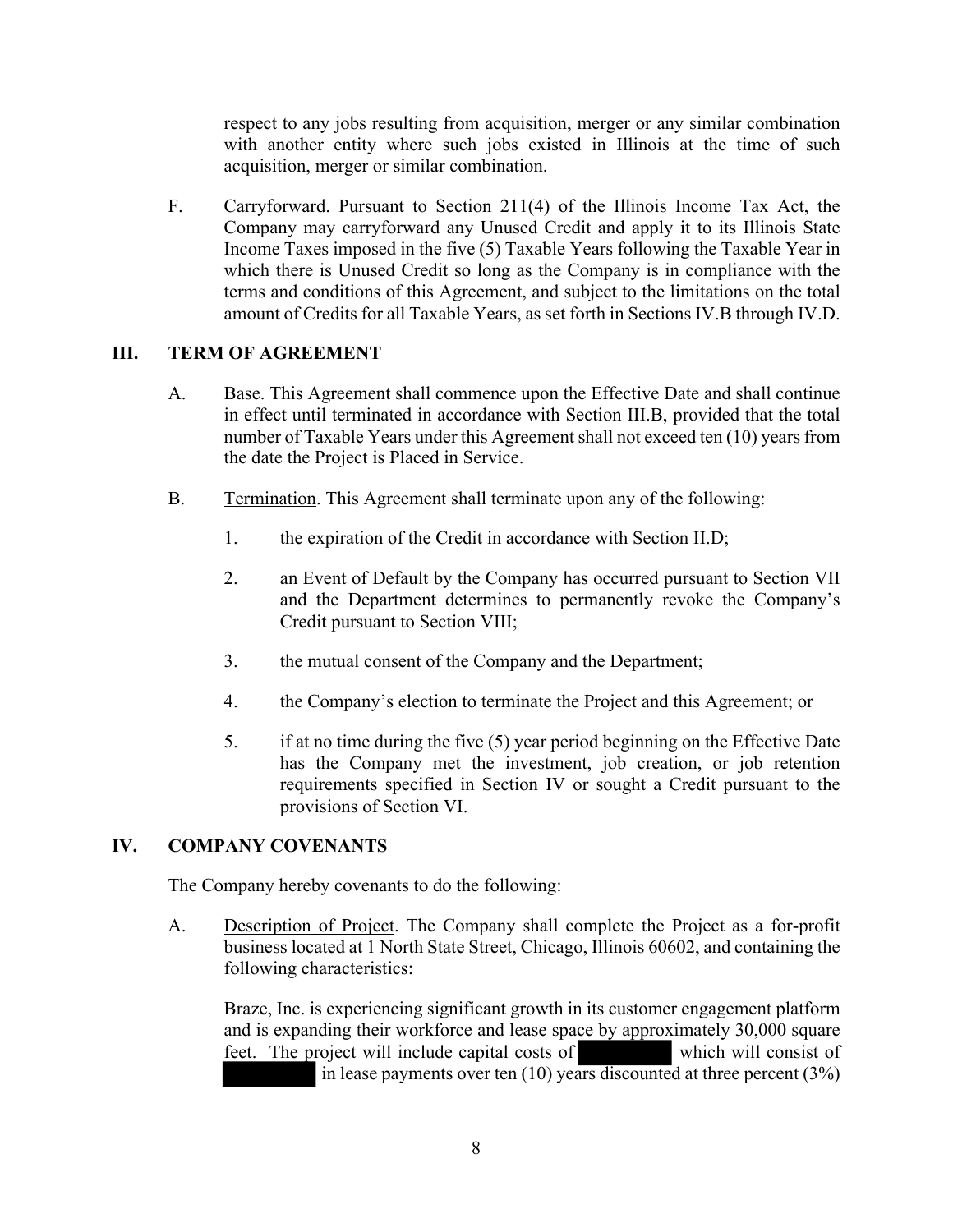respect to any jobs resulting from acquisition, merger or any similar combination with another entity where such jobs existed in Illinois at the time of such acquisition, merger or similar combination.

F. Carryforward. Pursuant to Section 211(4) of the Illinois Income Tax Act, the Company may carryforward any Unused Credit and apply it to its Illinois State Income Taxes imposed in the five (5) Taxable Years following the Taxable Year in which there is Unused Credit so long as the Company is in compliance with the terms and conditions of this Agreement, and subject to the limitations on the total amount of Credits for all Taxable Years, as set forth in Sections IV.B through IV.D.

## III. TERM OF AGREEMENT

A. Base. This Agreement shall commence upon the Effective Date and shall continue in effect until terminated in accordance with Section III.B, provided that the total number of Taxable Years under this Agreement shall not exceed ten (10) years from the date the Project is Placed in Service.

B. Termination. This Agreement shall terminate upon any of the following:

1. the expiration of the Credit in accordance with Section II.D;

2. an Event of Default by the Company has occurred pursuant to Section VII and the Department determines to permanently revoke the Company's Credit pursuant to Section VIII;

3. the mutual consent of the Company and the Department;

4. the Company's election to terminate the Project and this Agreement; or

5. if at no time during the five (5) year period beginning on the Effective Date has the Company met the investment, job creation, or job retention requirements specified in Section IV or sought a Credit pursuant to the provisions of Section VI.

## IV. COMPANY COVENANTS

The Company hereby covenants to do the following:

A. Description of Project. The Company shall complete the Project as a for-profit business located at 1 North State Street, Chicago, Illinois 60602, and containing the following characteristics:

Braze, Inc. is experiencing significant growth in its customer engagement platform and is expanding their workforce and lease space by approximately 30,000 square feet. The project will include capital costs of [REDACTED] which will consist of [REDACTED] in lease payments over ten (10) years discounted at three percent (3%)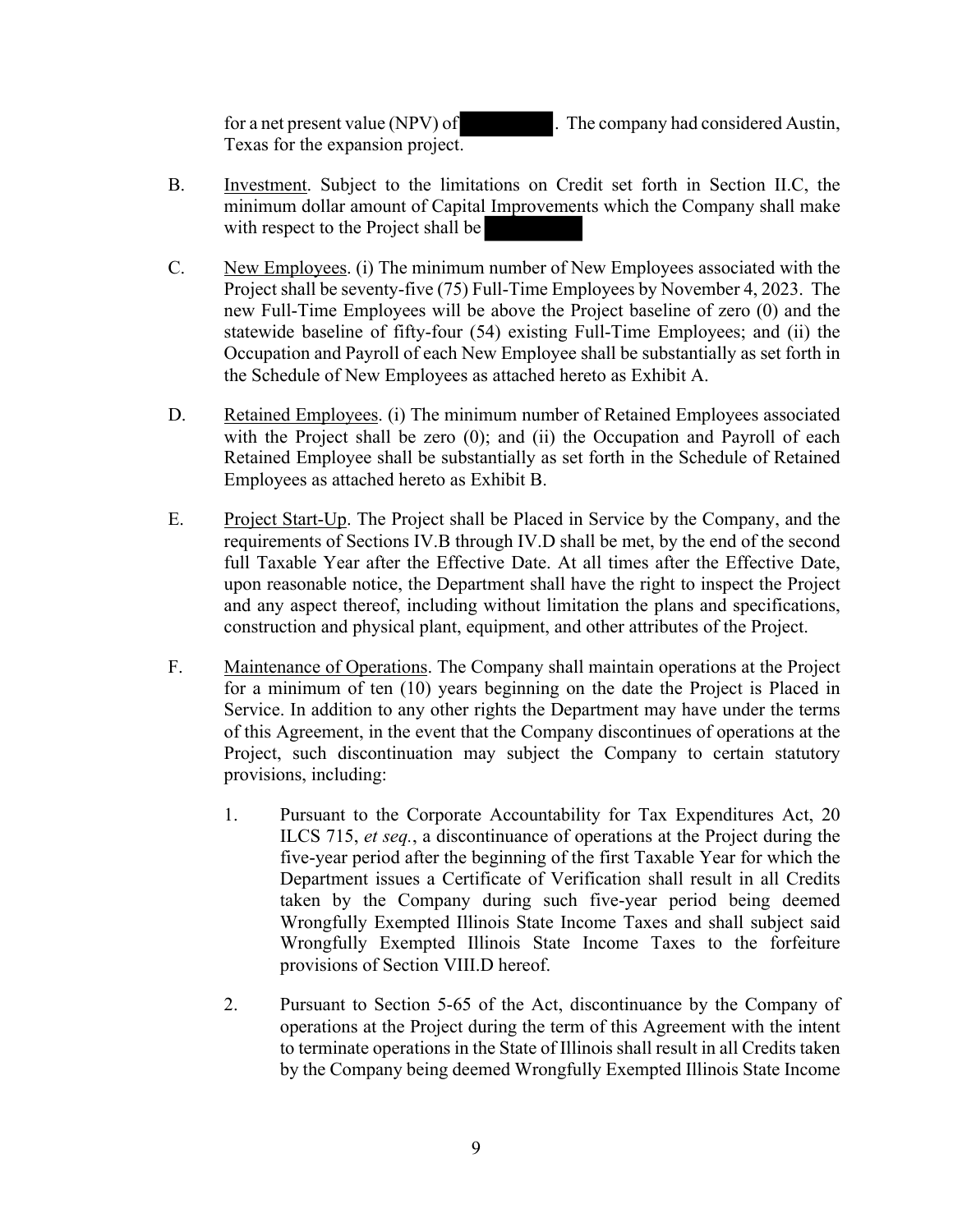for a net present value (NPV) of ██████. The company had considered Austin, Texas for the expansion project.

B. Investment. Subject to the limitations on Credit set forth in Section II.C, the minimum dollar amount of Capital Improvements which the Company shall make with respect to the Project shall be ██████

C. New Employees. (i) The minimum number of New Employees associated with the Project shall be seventy-five (75) Full-Time Employees by November 4, 2023. The new Full-Time Employees will be above the Project baseline of zero (0) and the statewide baseline of fifty-four (54) existing Full-Time Employees; and (ii) the Occupation and Payroll of each New Employee shall be substantially as set forth in the Schedule of New Employees as attached hereto as Exhibit A.

D. Retained Employees. (i) The minimum number of Retained Employees associated with the Project shall be zero (0); and (ii) the Occupation and Payroll of each Retained Employee shall be substantially as set forth in the Schedule of Retained Employees as attached hereto as Exhibit B.

E. Project Start-Up. The Project shall be Placed in Service by the Company, and the requirements of Sections IV.B through IV.D shall be met, by the end of the second full Taxable Year after the Effective Date. At all times after the Effective Date, upon reasonable notice, the Department shall have the right to inspect the Project and any aspect thereof, including without limitation the plans and specifications, construction and physical plant, equipment, and other attributes of the Project.

F. Maintenance of Operations. The Company shall maintain operations at the Project for a minimum of ten (10) years beginning on the date the Project is Placed in Service. In addition to any other rights the Department may have under the terms of this Agreement, in the event that the Company discontinues of operations at the Project, such discontinuation may subject the Company to certain statutory provisions, including:

1. Pursuant to the Corporate Accountability for Tax Expenditures Act, 20 ILCS 715, *et seq.*, a discontinuance of operations at the Project during the five-year period after the beginning of the first Taxable Year for which the Department issues a Certificate of Verification shall result in all Credits taken by the Company during such five-year period being deemed Wrongfully Exempted Illinois State Income Taxes and shall subject said Wrongfully Exempted Illinois State Income Taxes to the forfeiture provisions of Section VIII.D hereof.

2. Pursuant to Section 5-65 of the Act, discontinuance by the Company of operations at the Project during the term of this Agreement with the intent to terminate operations in the State of Illinois shall result in all Credits taken by the Company being deemed Wrongfully Exempted Illinois State Income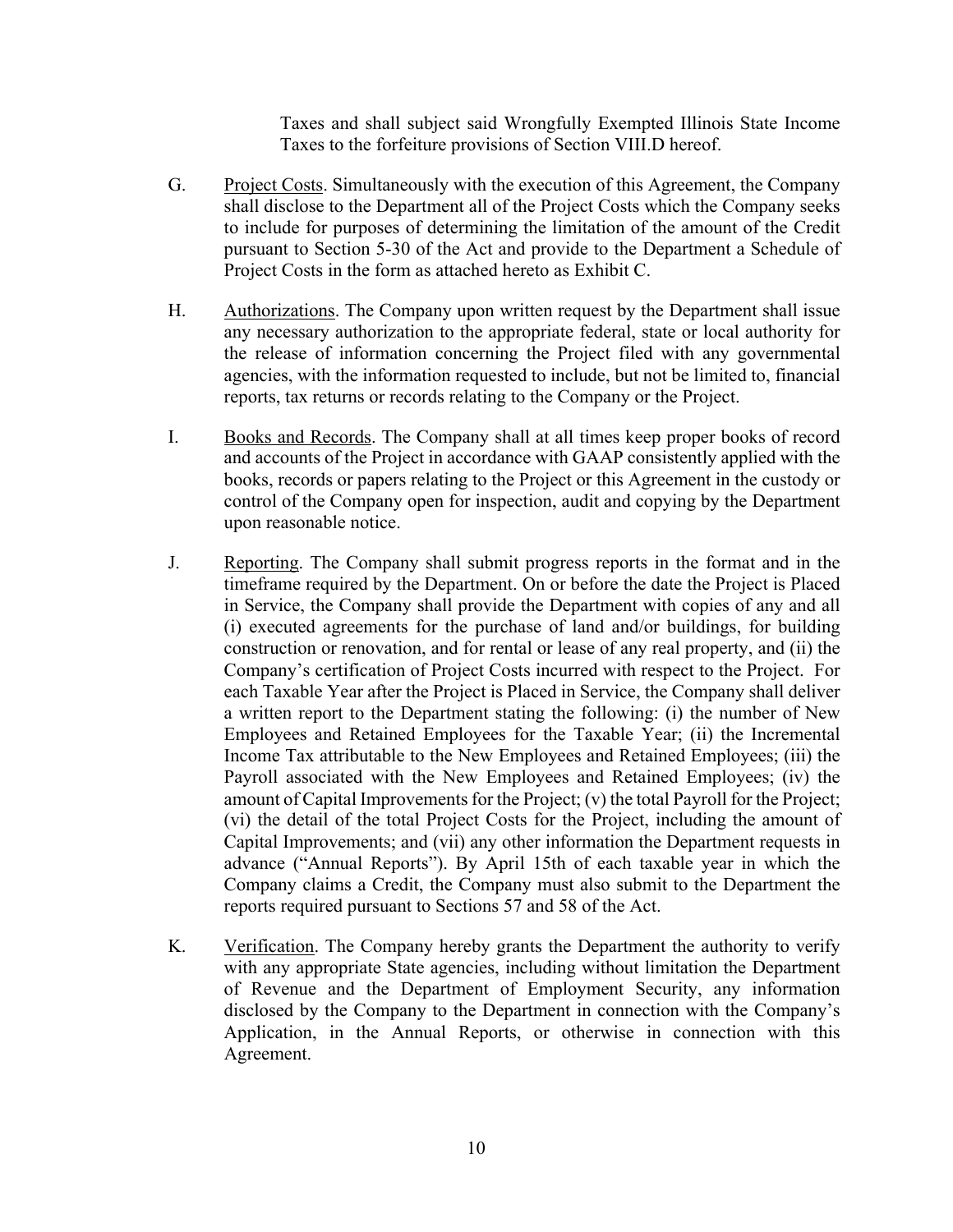Taxes and shall subject said Wrongfully Exempted Illinois State Income Taxes to the forfeiture provisions of Section VIII.D hereof.

G. Project Costs. Simultaneously with the execution of this Agreement, the Company shall disclose to the Department all of the Project Costs which the Company seeks to include for purposes of determining the limitation of the amount of the Credit pursuant to Section 5-30 of the Act and provide to the Department a Schedule of Project Costs in the form as attached hereto as Exhibit C.

H. Authorizations. The Company upon written request by the Department shall issue any necessary authorization to the appropriate federal, state or local authority for the release of information concerning the Project filed with any governmental agencies, with the information requested to include, but not be limited to, financial reports, tax returns or records relating to the Company or the Project.

I. Books and Records. The Company shall at all times keep proper books of record and accounts of the Project in accordance with GAAP consistently applied with the books, records or papers relating to the Project or this Agreement in the custody or control of the Company open for inspection, audit and copying by the Department upon reasonable notice.

J. Reporting. The Company shall submit progress reports in the format and in the timeframe required by the Department. On or before the date the Project is Placed in Service, the Company shall provide the Department with copies of any and all (i) executed agreements for the purchase of land and/or buildings, for building construction or renovation, and for rental or lease of any real property, and (ii) the Company's certification of Project Costs incurred with respect to the Project. For each Taxable Year after the Project is Placed in Service, the Company shall deliver a written report to the Department stating the following: (i) the number of New Employees and Retained Employees for the Taxable Year; (ii) the Incremental Income Tax attributable to the New Employees and Retained Employees; (iii) the Payroll associated with the New Employees and Retained Employees; (iv) the amount of Capital Improvements for the Project; (v) the total Payroll for the Project; (vi) the detail of the total Project Costs for the Project, including the amount of Capital Improvements; and (vii) any other information the Department requests in advance ("Annual Reports"). By April 15th of each taxable year in which the Company claims a Credit, the Company must also submit to the Department the reports required pursuant to Sections 57 and 58 of the Act.

K. Verification. The Company hereby grants the Department the authority to verify with any appropriate State agencies, including without limitation the Department of Revenue and the Department of Employment Security, any information disclosed by the Company to the Department in connection with the Company's Application, in the Annual Reports, or otherwise in connection with this Agreement.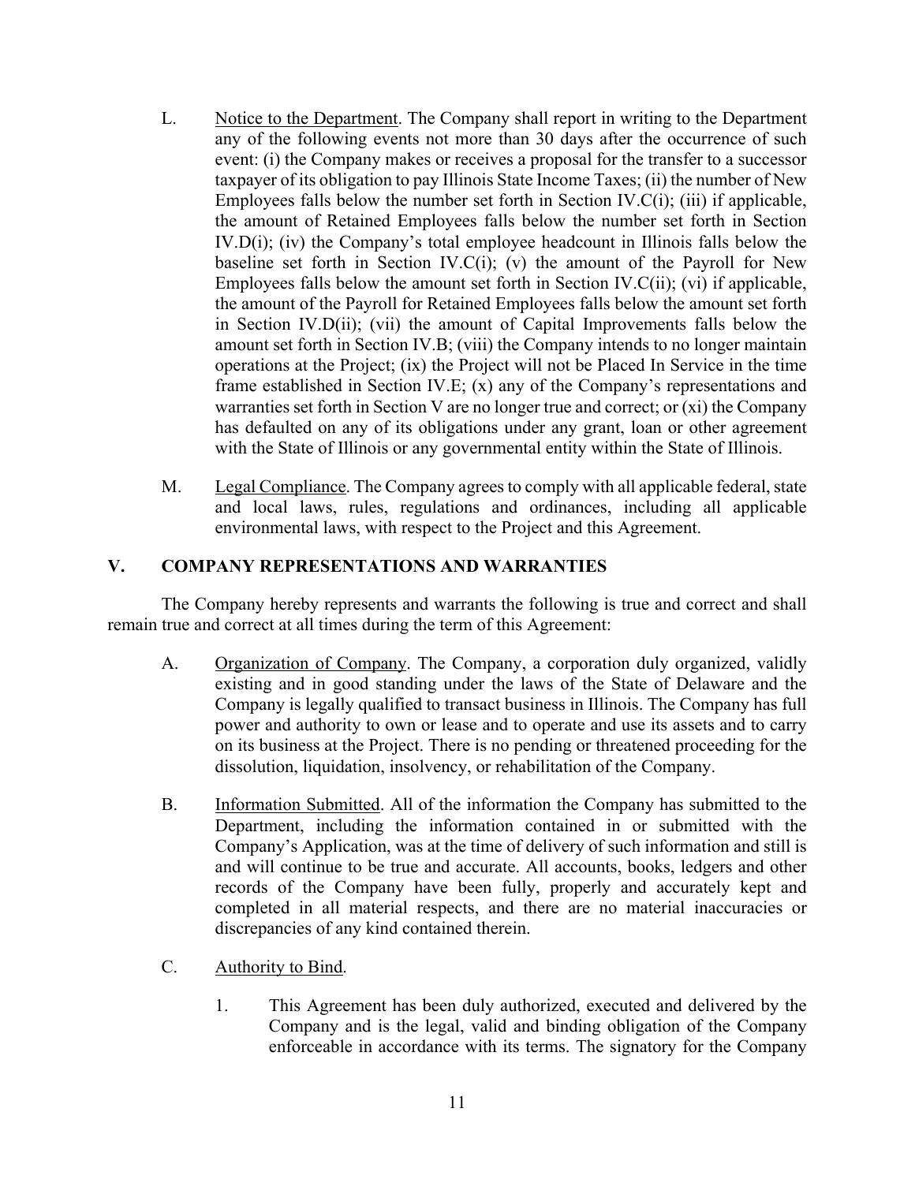L. Notice to the Department. The Company shall report in writing to the Department any of the following events not more than 30 days after the occurrence of such event: (i) the Company makes or receives a proposal for the transfer to a successor taxpayer of its obligation to pay Illinois State Income Taxes; (ii) the number of New Employees falls below the number set forth in Section IV.C(i); (iii) if applicable, the amount of Retained Employees falls below the number set forth in Section IV.D(i); (iv) the Company's total employee headcount in Illinois falls below the baseline set forth in Section IV.C(i); (v) the amount of the Payroll for New Employees falls below the amount set forth in Section IV.C(ii); (vi) if applicable, the amount of the Payroll for Retained Employees falls below the amount set forth in Section IV.D(ii); (vii) the amount of Capital Improvements falls below the amount set forth in Section IV.B; (viii) the Company intends to no longer maintain operations at the Project; (ix) the Project will not be Placed In Service in the time frame established in Section IV.E; (x) any of the Company's representations and warranties set forth in Section V are no longer true and correct; or (xi) the Company has defaulted on any of its obligations under any grant, loan or other agreement with the State of Illinois or any governmental entity within the State of Illinois.

M. Legal Compliance. The Company agrees to comply with all applicable federal, state and local laws, rules, regulations and ordinances, including all applicable environmental laws, with respect to the Project and this Agreement.

## V. COMPANY REPRESENTATIONS AND WARRANTIES

The Company hereby represents and warrants the following is true and correct and shall remain true and correct at all times during the term of this Agreement:

A. Organization of Company. The Company, a corporation duly organized, validly existing and in good standing under the laws of the State of Delaware and the Company is legally qualified to transact business in Illinois. The Company has full power and authority to own or lease and to operate and use its assets and to carry on its business at the Project. There is no pending or threatened proceeding for the dissolution, liquidation, insolvency, or rehabilitation of the Company.

B. Information Submitted. All of the information the Company has submitted to the Department, including the information contained in or submitted with the Company's Application, was at the time of delivery of such information and still is and will continue to be true and accurate. All accounts, books, ledgers and other records of the Company have been fully, properly and accurately kept and completed in all material respects, and there are no material inaccuracies or discrepancies of any kind contained therein.

C. Authority to Bind.

1. This Agreement has been duly authorized, executed and delivered by the Company and is the legal, valid and binding obligation of the Company enforceable in accordance with its terms. The signatory for the Company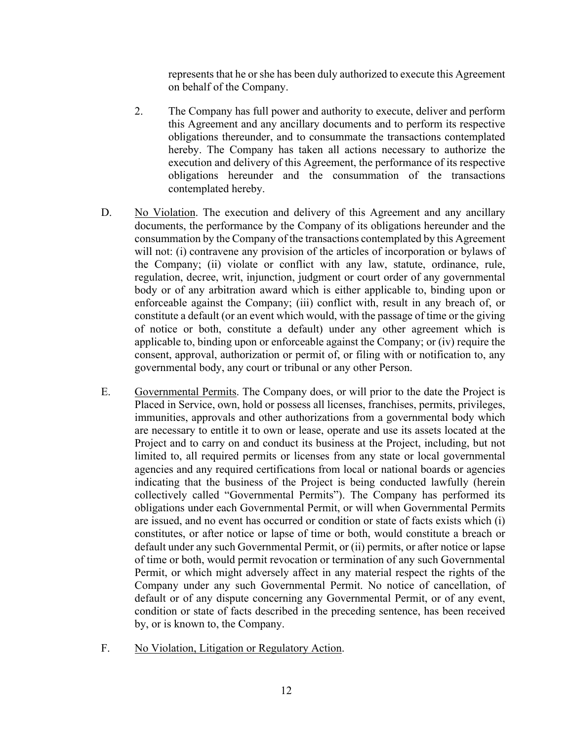represents that he or she has been duly authorized to execute this Agreement on behalf of the Company.

2. The Company has full power and authority to execute, deliver and perform this Agreement and any ancillary documents and to perform its respective obligations thereunder, and to consummate the transactions contemplated hereby. The Company has taken all actions necessary to authorize the execution and delivery of this Agreement, the performance of its respective obligations hereunder and the consummation of the transactions contemplated hereby.

D. No Violation. The execution and delivery of this Agreement and any ancillary documents, the performance by the Company of its obligations hereunder and the consummation by the Company of the transactions contemplated by this Agreement will not: (i) contravene any provision of the articles of incorporation or bylaws of the Company; (ii) violate or conflict with any law, statute, ordinance, rule, regulation, decree, writ, injunction, judgment or court order of any governmental body or of any arbitration award which is either applicable to, binding upon or enforceable against the Company; (iii) conflict with, result in any breach of, or constitute a default (or an event which would, with the passage of time or the giving of notice or both, constitute a default) under any other agreement which is applicable to, binding upon or enforceable against the Company; or (iv) require the consent, approval, authorization or permit of, or filing with or notification to, any governmental body, any court or tribunal or any other Person.

E. Governmental Permits. The Company does, or will prior to the date the Project is Placed in Service, own, hold or possess all licenses, franchises, permits, privileges, immunities, approvals and other authorizations from a governmental body which are necessary to entitle it to own or lease, operate and use its assets located at the Project and to carry on and conduct its business at the Project, including, but not limited to, all required permits or licenses from any state or local governmental agencies and any required certifications from local or national boards or agencies indicating that the business of the Project is being conducted lawfully (herein collectively called "Governmental Permits"). The Company has performed its obligations under each Governmental Permit, or will when Governmental Permits are issued, and no event has occurred or condition or state of facts exists which (i) constitutes, or after notice or lapse of time or both, would constitute a breach or default under any such Governmental Permit, or (ii) permits, or after notice or lapse of time or both, would permit revocation or termination of any such Governmental Permit, or which might adversely affect in any material respect the rights of the Company under any such Governmental Permit. No notice of cancellation, of default or of any dispute concerning any Governmental Permit, or of any event, condition or state of facts described in the preceding sentence, has been received by, or is known to, the Company.

F. No Violation, Litigation or Regulatory Action.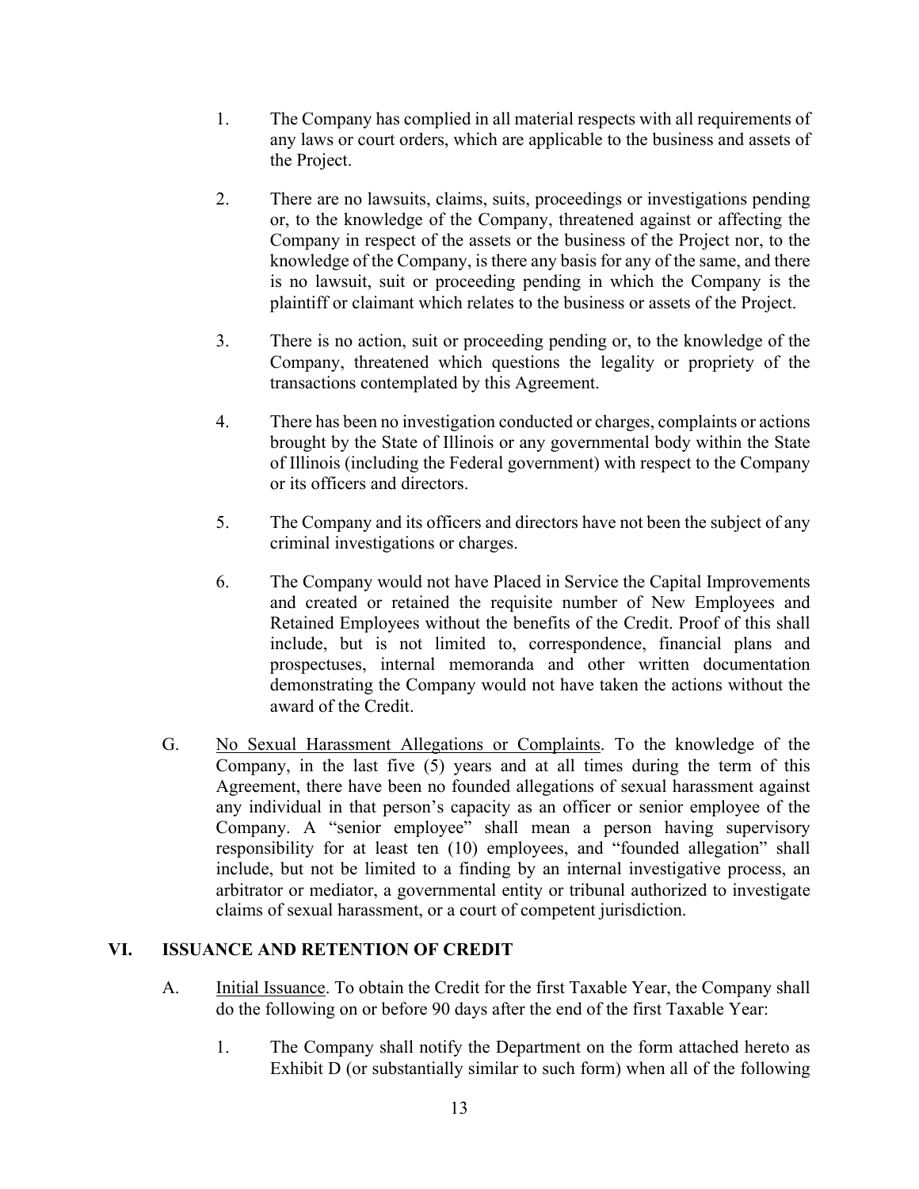1. The Company has complied in all material respects with all requirements of any laws or court orders, which are applicable to the business and assets of the Project.

2. There are no lawsuits, claims, suits, proceedings or investigations pending or, to the knowledge of the Company, threatened against or affecting the Company in respect of the assets or the business of the Project nor, to the knowledge of the Company, is there any basis for any of the same, and there is no lawsuit, suit or proceeding pending in which the Company is the plaintiff or claimant which relates to the business or assets of the Project.

3. There is no action, suit or proceeding pending or, to the knowledge of the Company, threatened which questions the legality or propriety of the transactions contemplated by this Agreement.

4. There has been no investigation conducted or charges, complaints or actions brought by the State of Illinois or any governmental body within the State of Illinois (including the Federal government) with respect to the Company or its officers and directors.

5. The Company and its officers and directors have not been the subject of any criminal investigations or charges.

6. The Company would not have Placed in Service the Capital Improvements and created or retained the requisite number of New Employees and Retained Employees without the benefits of the Credit. Proof of this shall include, but is not limited to, correspondence, financial plans and prospectuses, internal memoranda and other written documentation demonstrating the Company would not have taken the actions without the award of the Credit.

G. No Sexual Harassment Allegations or Complaints. To the knowledge of the Company, in the last five (5) years and at all times during the term of this Agreement, there have been no founded allegations of sexual harassment against any individual in that person's capacity as an officer or senior employee of the Company. A "senior employee" shall mean a person having supervisory responsibility for at least ten (10) employees, and "founded allegation" shall include, but not be limited to a finding by an internal investigative process, an arbitrator or mediator, a governmental entity or tribunal authorized to investigate claims of sexual harassment, or a court of competent jurisdiction.

## VI. ISSUANCE AND RETENTION OF CREDIT

A. Initial Issuance. To obtain the Credit for the first Taxable Year, the Company shall do the following on or before 90 days after the end of the first Taxable Year:

1. The Company shall notify the Department on the form attached hereto as Exhibit D (or substantially similar to such form) when all of the following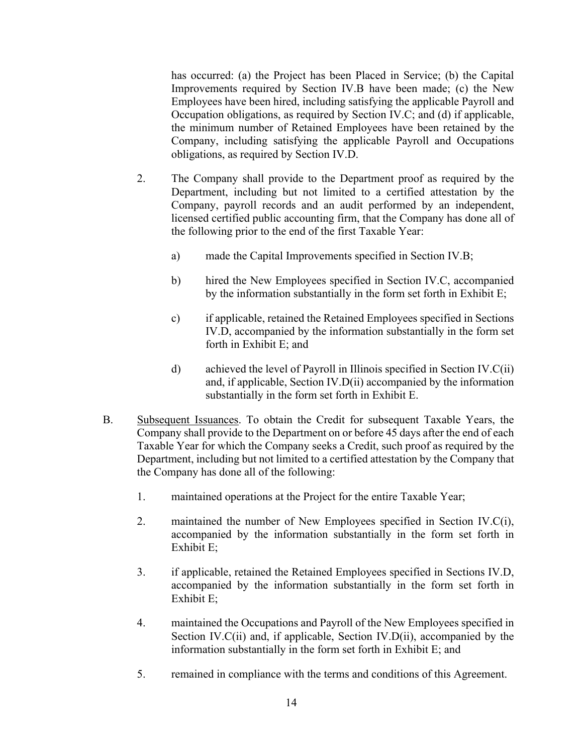has occurred: (a) the Project has been Placed in Service; (b) the Capital Improvements required by Section IV.B have been made; (c) the New Employees have been hired, including satisfying the applicable Payroll and Occupation obligations, as required by Section IV.C; and (d) if applicable, the minimum number of Retained Employees have been retained by the Company, including satisfying the applicable Payroll and Occupations obligations, as required by Section IV.D.

2. The Company shall provide to the Department proof as required by the Department, including but not limited to a certified attestation by the Company, payroll records and an audit performed by an independent, licensed certified public accounting firm, that the Company has done all of the following prior to the end of the first Taxable Year:

   a) made the Capital Improvements specified in Section IV.B;

   b) hired the New Employees specified in Section IV.C, accompanied by the information substantially in the form set forth in Exhibit E;

   c) if applicable, retained the Retained Employees specified in Sections IV.D, accompanied by the information substantially in the form set forth in Exhibit E; and

   d) achieved the level of Payroll in Illinois specified in Section IV.C(ii) and, if applicable, Section IV.D(ii) accompanied by the information substantially in the form set forth in Exhibit E.

B. Subsequent Issuances. To obtain the Credit for subsequent Taxable Years, the Company shall provide to the Department on or before 45 days after the end of each Taxable Year for which the Company seeks a Credit, such proof as required by the Department, including but not limited to a certified attestation by the Company that the Company has done all of the following:

1. maintained operations at the Project for the entire Taxable Year;

2. maintained the number of New Employees specified in Section IV.C(i), accompanied by the information substantially in the form set forth in Exhibit E;

3. if applicable, retained the Retained Employees specified in Sections IV.D, accompanied by the information substantially in the form set forth in Exhibit E;

4. maintained the Occupations and Payroll of the New Employees specified in Section IV.C(ii) and, if applicable, Section IV.D(ii), accompanied by the information substantially in the form set forth in Exhibit E; and

5. remained in compliance with the terms and conditions of this Agreement.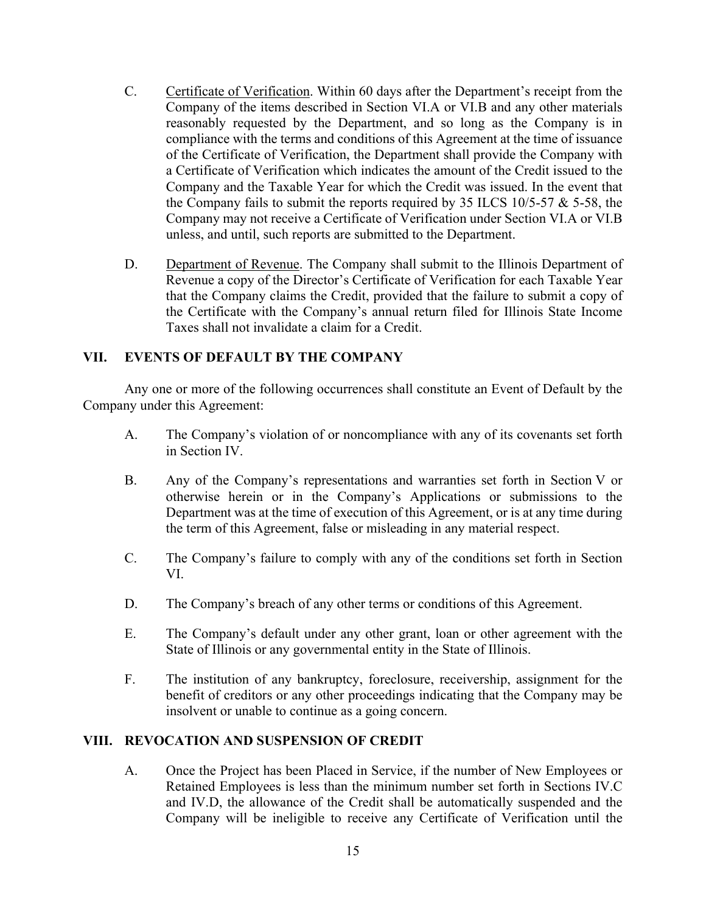C. Certificate of Verification. Within 60 days after the Department's receipt from the Company of the items described in Section VI.A or VI.B and any other materials reasonably requested by the Department, and so long as the Company is in compliance with the terms and conditions of this Agreement at the time of issuance of the Certificate of Verification, the Department shall provide the Company with a Certificate of Verification which indicates the amount of the Credit issued to the Company and the Taxable Year for which the Credit was issued. In the event that the Company fails to submit the reports required by 35 ILCS 10/5-57 & 5-58, the Company may not receive a Certificate of Verification under Section VI.A or VI.B unless, and until, such reports are submitted to the Department.

D. Department of Revenue. The Company shall submit to the Illinois Department of Revenue a copy of the Director's Certificate of Verification for each Taxable Year that the Company claims the Credit, provided that the failure to submit a copy of the Certificate with the Company's annual return filed for Illinois State Income Taxes shall not invalidate a claim for a Credit.

## VII. EVENTS OF DEFAULT BY THE COMPANY

Any one or more of the following occurrences shall constitute an Event of Default by the Company under this Agreement:

A. The Company's violation of or noncompliance with any of its covenants set forth in Section IV.

B. Any of the Company's representations and warranties set forth in Section V or otherwise herein or in the Company's Applications or submissions to the Department was at the time of execution of this Agreement, or is at any time during the term of this Agreement, false or misleading in any material respect.

C. The Company's failure to comply with any of the conditions set forth in Section VI.

D. The Company's breach of any other terms or conditions of this Agreement.

E. The Company's default under any other grant, loan or other agreement with the State of Illinois or any governmental entity in the State of Illinois.

F. The institution of any bankruptcy, foreclosure, receivership, assignment for the benefit of creditors or any other proceedings indicating that the Company may be insolvent or unable to continue as a going concern.

## VIII. REVOCATION AND SUSPENSION OF CREDIT

A. Once the Project has been Placed in Service, if the number of New Employees or Retained Employees is less than the minimum number set forth in Sections IV.C and IV.D, the allowance of the Credit shall be automatically suspended and the Company will be ineligible to receive any Certificate of Verification until the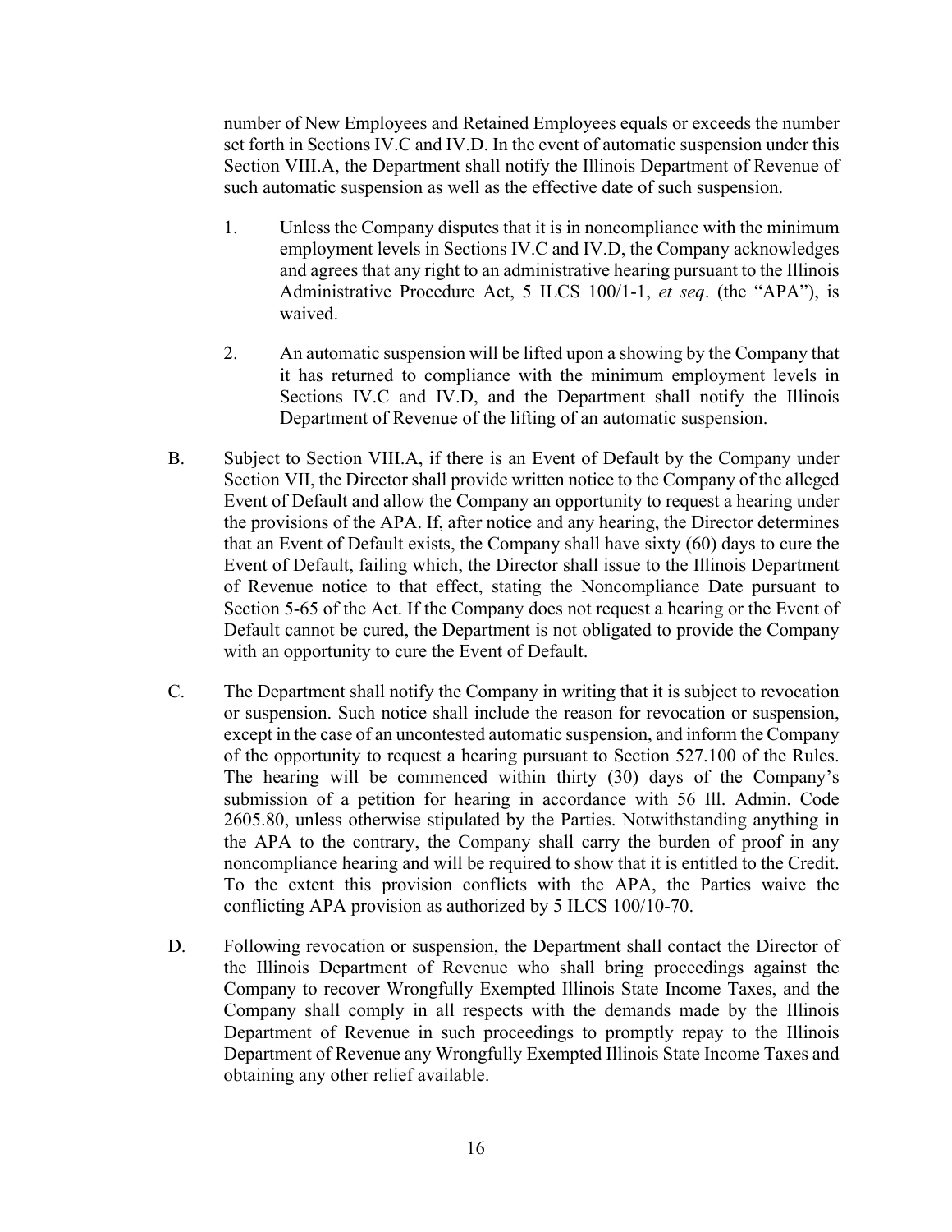number of New Employees and Retained Employees equals or exceeds the number set forth in Sections IV.C and IV.D. In the event of automatic suspension under this Section VIII.A, the Department shall notify the Illinois Department of Revenue of such automatic suspension as well as the effective date of such suspension.

1. Unless the Company disputes that it is in noncompliance with the minimum employment levels in Sections IV.C and IV.D, the Company acknowledges and agrees that any right to an administrative hearing pursuant to the Illinois Administrative Procedure Act, 5 ILCS 100/1-1, *et seq*. (the "APA"), is waived.

2. An automatic suspension will be lifted upon a showing by the Company that it has returned to compliance with the minimum employment levels in Sections IV.C and IV.D, and the Department shall notify the Illinois Department of Revenue of the lifting of an automatic suspension.

B. Subject to Section VIII.A, if there is an Event of Default by the Company under Section VII, the Director shall provide written notice to the Company of the alleged Event of Default and allow the Company an opportunity to request a hearing under the provisions of the APA. If, after notice and any hearing, the Director determines that an Event of Default exists, the Company shall have sixty (60) days to cure the Event of Default, failing which, the Director shall issue to the Illinois Department of Revenue notice to that effect, stating the Noncompliance Date pursuant to Section 5-65 of the Act. If the Company does not request a hearing or the Event of Default cannot be cured, the Department is not obligated to provide the Company with an opportunity to cure the Event of Default.

C. The Department shall notify the Company in writing that it is subject to revocation or suspension. Such notice shall include the reason for revocation or suspension, except in the case of an uncontested automatic suspension, and inform the Company of the opportunity to request a hearing pursuant to Section 527.100 of the Rules. The hearing will be commenced within thirty (30) days of the Company's submission of a petition for hearing in accordance with 56 Ill. Admin. Code 2605.80, unless otherwise stipulated by the Parties. Notwithstanding anything in the APA to the contrary, the Company shall carry the burden of proof in any noncompliance hearing and will be required to show that it is entitled to the Credit. To the extent this provision conflicts with the APA, the Parties waive the conflicting APA provision as authorized by 5 ILCS 100/10-70.

D. Following revocation or suspension, the Department shall contact the Director of the Illinois Department of Revenue who shall bring proceedings against the Company to recover Wrongfully Exempted Illinois State Income Taxes, and the Company shall comply in all respects with the demands made by the Illinois Department of Revenue in such proceedings to promptly repay to the Illinois Department of Revenue any Wrongfully Exempted Illinois State Income Taxes and obtaining any other relief available.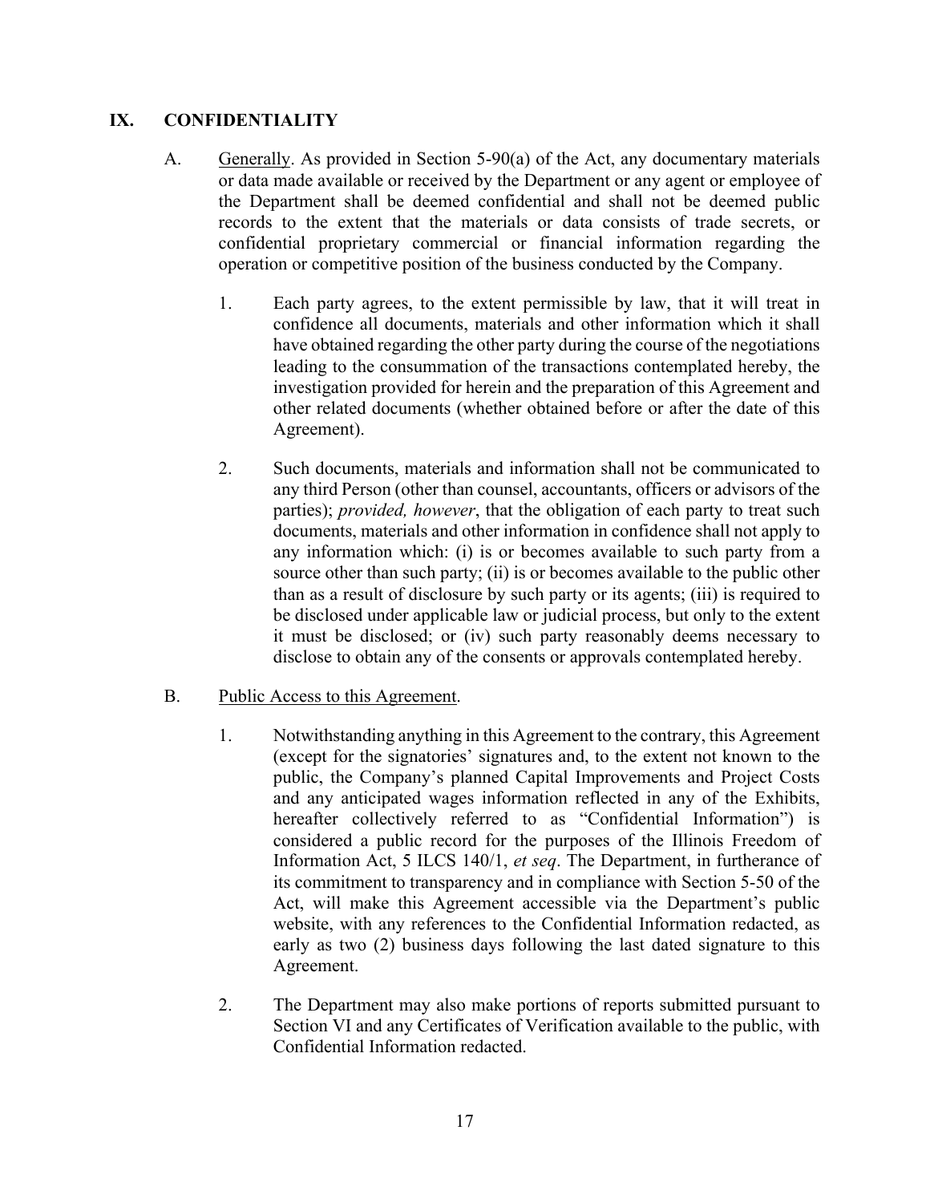## IX. CONFIDENTIALITY

A. Generally. As provided in Section 5-90(a) of the Act, any documentary materials or data made available or received by the Department or any agent or employee of the Department shall be deemed confidential and shall not be deemed public records to the extent that the materials or data consists of trade secrets, or confidential proprietary commercial or financial information regarding the operation or competitive position of the business conducted by the Company.

1. Each party agrees, to the extent permissible by law, that it will treat in confidence all documents, materials and other information which it shall have obtained regarding the other party during the course of the negotiations leading to the consummation of the transactions contemplated hereby, the investigation provided for herein and the preparation of this Agreement and other related documents (whether obtained before or after the date of this Agreement).

2. Such documents, materials and information shall not be communicated to any third Person (other than counsel, accountants, officers or advisors of the parties); *provided, however*, that the obligation of each party to treat such documents, materials and other information in confidence shall not apply to any information which: (i) is or becomes available to such party from a source other than such party; (ii) is or becomes available to the public other than as a result of disclosure by such party or its agents; (iii) is required to be disclosed under applicable law or judicial process, but only to the extent it must be disclosed; or (iv) such party reasonably deems necessary to disclose to obtain any of the consents or approvals contemplated hereby.

B. Public Access to this Agreement.

1. Notwithstanding anything in this Agreement to the contrary, this Agreement (except for the signatories' signatures and, to the extent not known to the public, the Company's planned Capital Improvements and Project Costs and any anticipated wages information reflected in any of the Exhibits, hereafter collectively referred to as "Confidential Information") is considered a public record for the purposes of the Illinois Freedom of Information Act, 5 ILCS 140/1, *et seq*. The Department, in furtherance of its commitment to transparency and in compliance with Section 5-50 of the Act, will make this Agreement accessible via the Department's public website, with any references to the Confidential Information redacted, as early as two (2) business days following the last dated signature to this Agreement.

2. The Department may also make portions of reports submitted pursuant to Section VI and any Certificates of Verification available to the public, with Confidential Information redacted.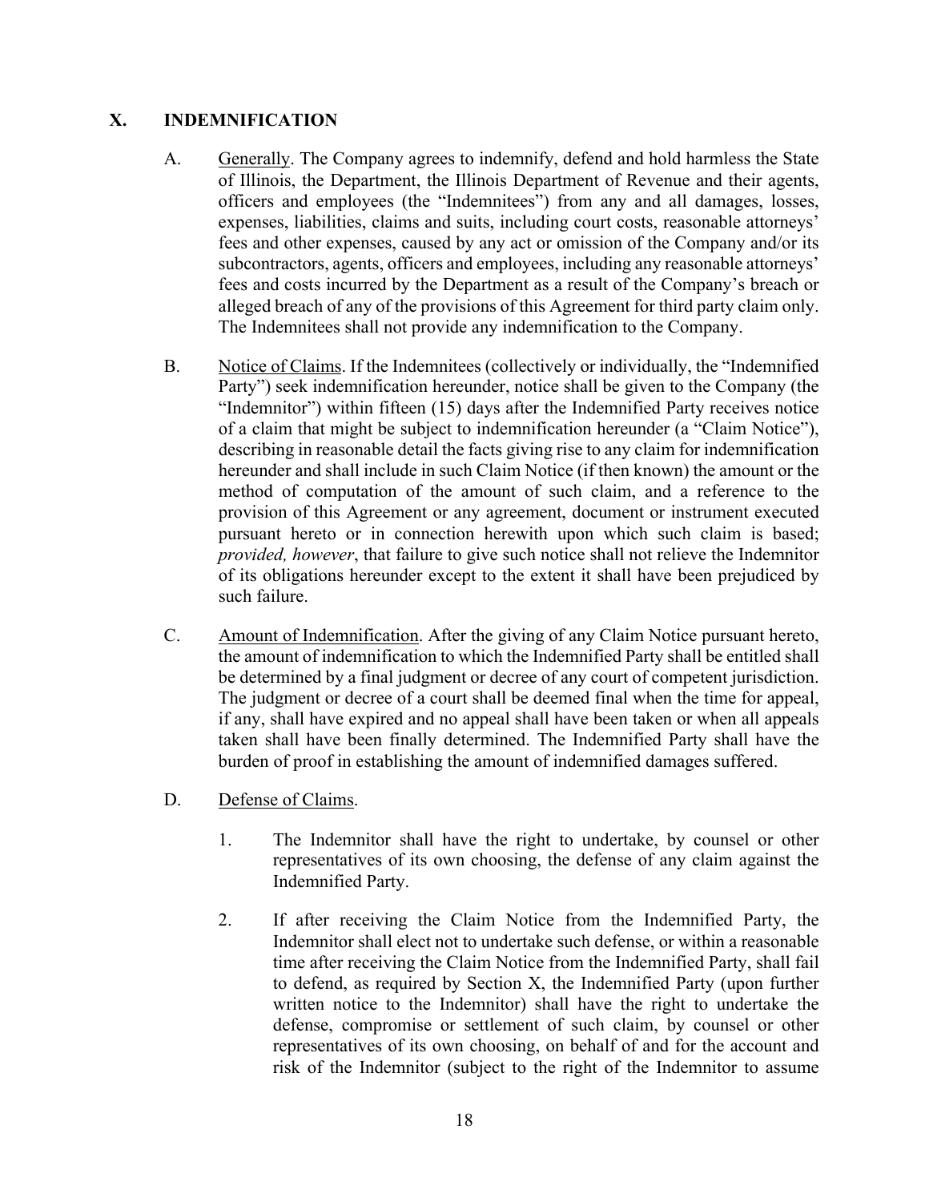## X. INDEMNIFICATION

A. Generally. The Company agrees to indemnify, defend and hold harmless the State of Illinois, the Department, the Illinois Department of Revenue and their agents, officers and employees (the "Indemnitees") from any and all damages, losses, expenses, liabilities, claims and suits, including court costs, reasonable attorneys' fees and other expenses, caused by any act or omission of the Company and/or its subcontractors, agents, officers and employees, including any reasonable attorneys' fees and costs incurred by the Department as a result of the Company's breach or alleged breach of any of the provisions of this Agreement for third party claim only. The Indemnitees shall not provide any indemnification to the Company.

B. Notice of Claims. If the Indemnitees (collectively or individually, the "Indemnified Party") seek indemnification hereunder, notice shall be given to the Company (the "Indemnitor") within fifteen (15) days after the Indemnified Party receives notice of a claim that might be subject to indemnification hereunder (a "Claim Notice"), describing in reasonable detail the facts giving rise to any claim for indemnification hereunder and shall include in such Claim Notice (if then known) the amount or the method of computation of the amount of such claim, and a reference to the provision of this Agreement or any agreement, document or instrument executed pursuant hereto or in connection herewith upon which such claim is based; *provided, however*, that failure to give such notice shall not relieve the Indemnitor of its obligations hereunder except to the extent it shall have been prejudiced by such failure.

C. Amount of Indemnification. After the giving of any Claim Notice pursuant hereto, the amount of indemnification to which the Indemnified Party shall be entitled shall be determined by a final judgment or decree of any court of competent jurisdiction. The judgment or decree of a court shall be deemed final when the time for appeal, if any, shall have expired and no appeal shall have been taken or when all appeals taken shall have been finally determined. The Indemnified Party shall have the burden of proof in establishing the amount of indemnified damages suffered.

D. Defense of Claims.

1. The Indemnitor shall have the right to undertake, by counsel or other representatives of its own choosing, the defense of any claim against the Indemnified Party.

2. If after receiving the Claim Notice from the Indemnified Party, the Indemnitor shall elect not to undertake such defense, or within a reasonable time after receiving the Claim Notice from the Indemnified Party, shall fail to defend, as required by Section X, the Indemnified Party (upon further written notice to the Indemnitor) shall have the right to undertake the defense, compromise or settlement of such claim, by counsel or other representatives of its own choosing, on behalf of and for the account and risk of the Indemnitor (subject to the right of the Indemnitor to assume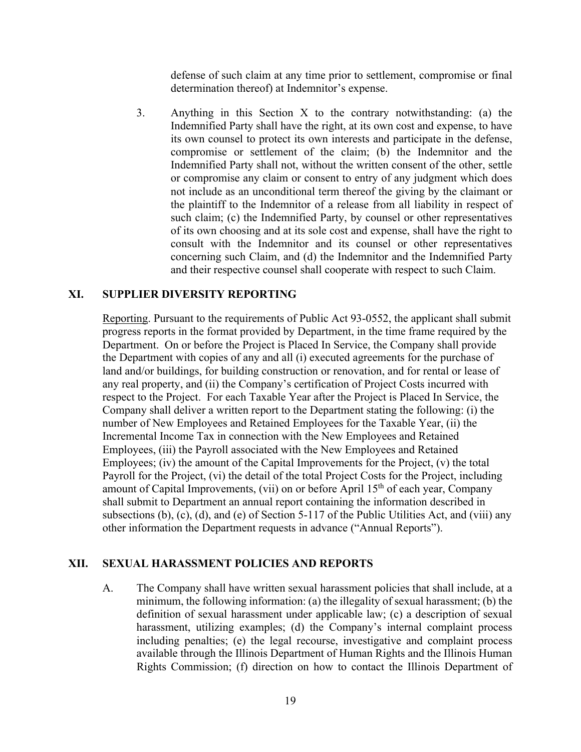defense of such claim at any time prior to settlement, compromise or final determination thereof) at Indemnitor's expense.

3. Anything in this Section X to the contrary notwithstanding: (a) the Indemnified Party shall have the right, at its own cost and expense, to have its own counsel to protect its own interests and participate in the defense, compromise or settlement of the claim; (b) the Indemnitor and the Indemnified Party shall not, without the written consent of the other, settle or compromise any claim or consent to entry of any judgment which does not include as an unconditional term thereof the giving by the claimant or the plaintiff to the Indemnitor of a release from all liability in respect of such claim; (c) the Indemnified Party, by counsel or other representatives of its own choosing and at its sole cost and expense, shall have the right to consult with the Indemnitor and its counsel or other representatives concerning such Claim, and (d) the Indemnitor and the Indemnified Party and their respective counsel shall cooperate with respect to such Claim.

## XI. SUPPLIER DIVERSITY REPORTING

Reporting. Pursuant to the requirements of Public Act 93-0552, the applicant shall submit progress reports in the format provided by Department, in the time frame required by the Department. On or before the Project is Placed In Service, the Company shall provide the Department with copies of any and all (i) executed agreements for the purchase of land and/or buildings, for building construction or renovation, and for rental or lease of any real property, and (ii) the Company's certification of Project Costs incurred with respect to the Project. For each Taxable Year after the Project is Placed In Service, the Company shall deliver a written report to the Department stating the following: (i) the number of New Employees and Retained Employees for the Taxable Year, (ii) the Incremental Income Tax in connection with the New Employees and Retained Employees, (iii) the Payroll associated with the New Employees and Retained Employees; (iv) the amount of the Capital Improvements for the Project, (v) the total Payroll for the Project, (vi) the detail of the total Project Costs for the Project, including amount of Capital Improvements, (vii) on or before April 15th of each year, Company shall submit to Department an annual report containing the information described in subsections (b), (c), (d), and (e) of Section 5-117 of the Public Utilities Act, and (viii) any other information the Department requests in advance ("Annual Reports").

## XII. SEXUAL HARASSMENT POLICIES AND REPORTS

A. The Company shall have written sexual harassment policies that shall include, at a minimum, the following information: (a) the illegality of sexual harassment; (b) the definition of sexual harassment under applicable law; (c) a description of sexual harassment, utilizing examples; (d) the Company's internal complaint process including penalties; (e) the legal recourse, investigative and complaint process available through the Illinois Department of Human Rights and the Illinois Human Rights Commission; (f) direction on how to contact the Illinois Department of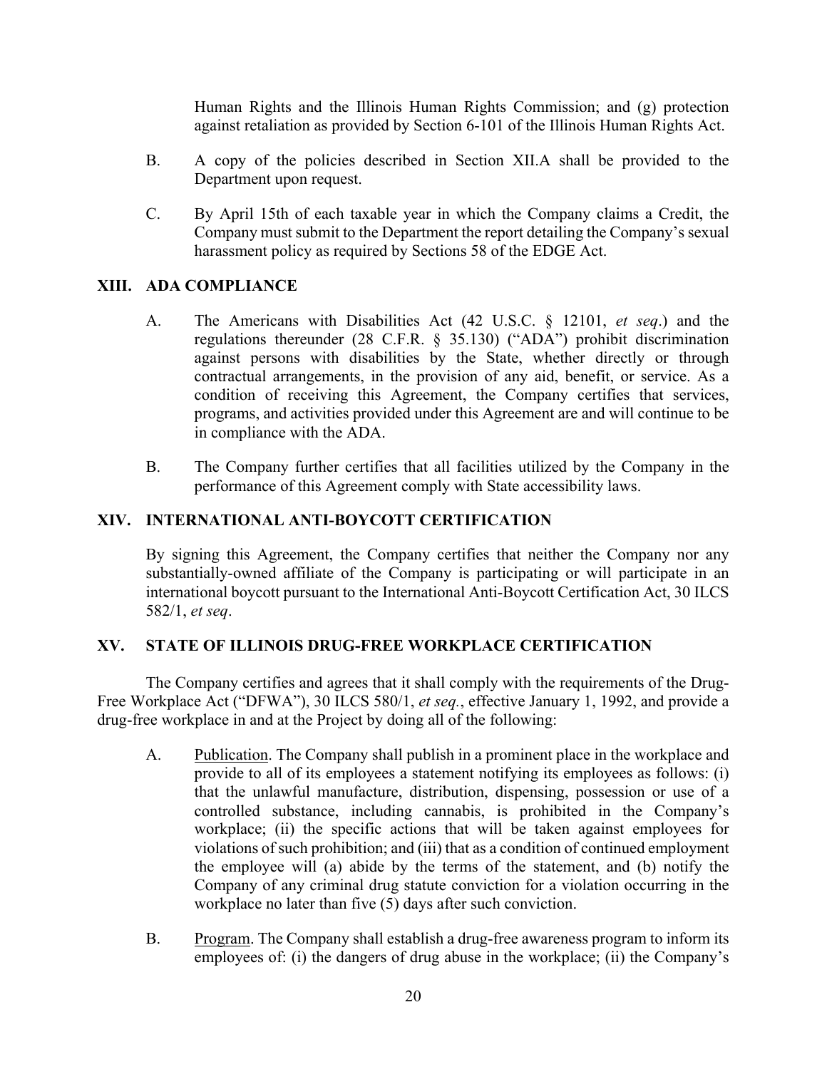Human Rights and the Illinois Human Rights Commission; and (g) protection against retaliation as provided by Section 6-101 of the Illinois Human Rights Act.

B. A copy of the policies described in Section XII.A shall be provided to the Department upon request.

C. By April 15th of each taxable year in which the Company claims a Credit, the Company must submit to the Department the report detailing the Company's sexual harassment policy as required by Sections 58 of the EDGE Act.

## XIII. ADA COMPLIANCE

A. The Americans with Disabilities Act (42 U.S.C. § 12101, *et seq*.) and the regulations thereunder (28 C.F.R. § 35.130) ("ADA") prohibit discrimination against persons with disabilities by the State, whether directly or through contractual arrangements, in the provision of any aid, benefit, or service. As a condition of receiving this Agreement, the Company certifies that services, programs, and activities provided under this Agreement are and will continue to be in compliance with the ADA.

B. The Company further certifies that all facilities utilized by the Company in the performance of this Agreement comply with State accessibility laws.

## XIV. INTERNATIONAL ANTI-BOYCOTT CERTIFICATION

By signing this Agreement, the Company certifies that neither the Company nor any substantially-owned affiliate of the Company is participating or will participate in an international boycott pursuant to the International Anti-Boycott Certification Act, 30 ILCS 582/1, *et seq*.

## XV. STATE OF ILLINOIS DRUG-FREE WORKPLACE CERTIFICATION

The Company certifies and agrees that it shall comply with the requirements of the Drug-Free Workplace Act ("DFWA"), 30 ILCS 580/1, *et seq.*, effective January 1, 1992, and provide a drug-free workplace in and at the Project by doing all of the following:

A. Publication. The Company shall publish in a prominent place in the workplace and provide to all of its employees a statement notifying its employees as follows: (i) that the unlawful manufacture, distribution, dispensing, possession or use of a controlled substance, including cannabis, is prohibited in the Company's workplace; (ii) the specific actions that will be taken against employees for violations of such prohibition; and (iii) that as a condition of continued employment the employee will (a) abide by the terms of the statement, and (b) notify the Company of any criminal drug statute conviction for a violation occurring in the workplace no later than five (5) days after such conviction.

B. Program. The Company shall establish a drug-free awareness program to inform its employees of: (i) the dangers of drug abuse in the workplace; (ii) the Company's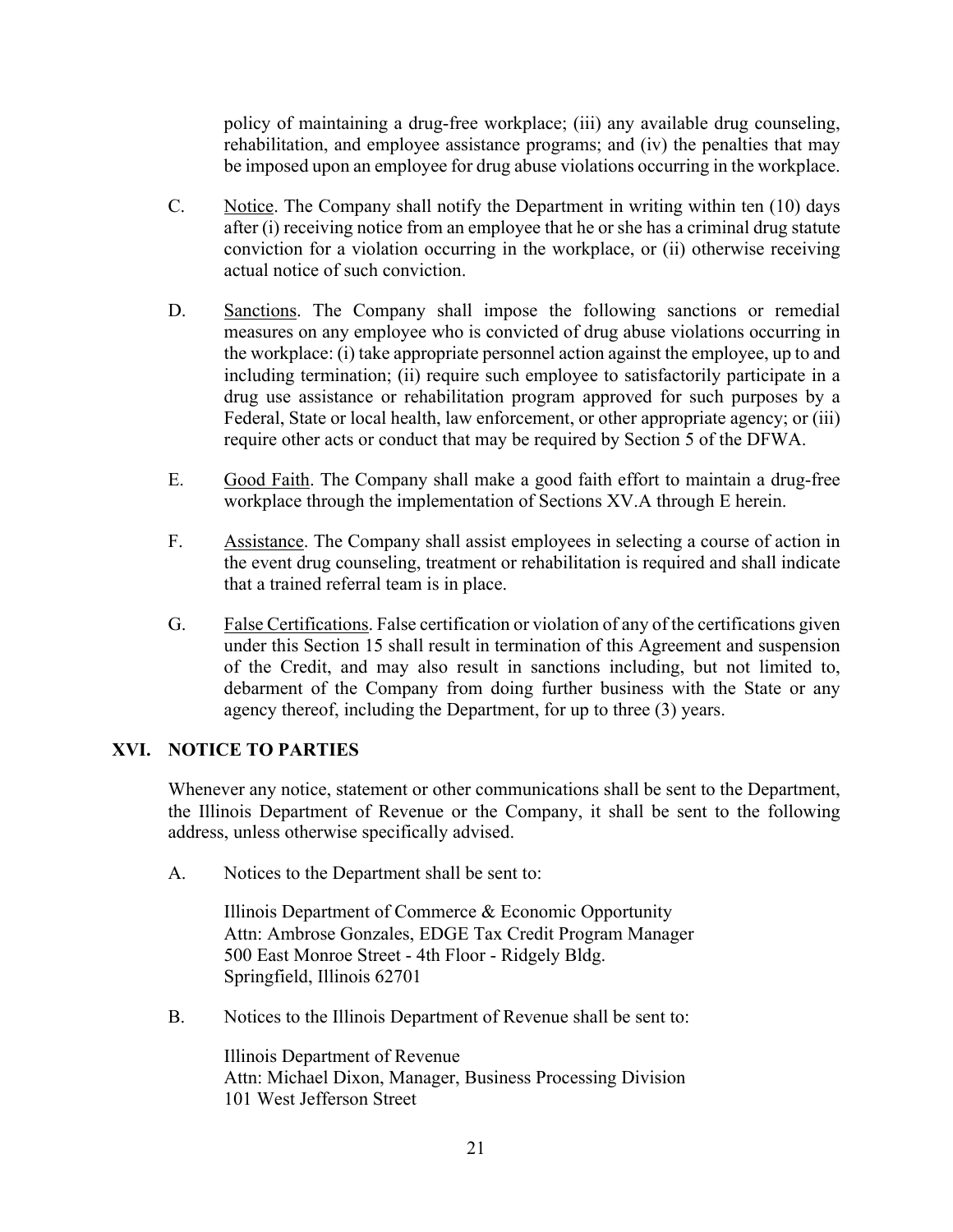policy of maintaining a drug-free workplace; (iii) any available drug counseling, rehabilitation, and employee assistance programs; and (iv) the penalties that may be imposed upon an employee for drug abuse violations occurring in the workplace.

C. Notice. The Company shall notify the Department in writing within ten (10) days after (i) receiving notice from an employee that he or she has a criminal drug statute conviction for a violation occurring in the workplace, or (ii) otherwise receiving actual notice of such conviction.

D. Sanctions. The Company shall impose the following sanctions or remedial measures on any employee who is convicted of drug abuse violations occurring in the workplace: (i) take appropriate personnel action against the employee, up to and including termination; (ii) require such employee to satisfactorily participate in a drug use assistance or rehabilitation program approved for such purposes by a Federal, State or local health, law enforcement, or other appropriate agency; or (iii) require other acts or conduct that may be required by Section 5 of the DFWA.

E. Good Faith. The Company shall make a good faith effort to maintain a drug-free workplace through the implementation of Sections XV.A through E herein.

F. Assistance. The Company shall assist employees in selecting a course of action in the event drug counseling, treatment or rehabilitation is required and shall indicate that a trained referral team is in place.

G. False Certifications. False certification or violation of any of the certifications given under this Section 15 shall result in termination of this Agreement and suspension of the Credit, and may also result in sanctions including, but not limited to, debarment of the Company from doing further business with the State or any agency thereof, including the Department, for up to three (3) years.

## XVI. NOTICE TO PARTIES

Whenever any notice, statement or other communications shall be sent to the Department, the Illinois Department of Revenue or the Company, it shall be sent to the following address, unless otherwise specifically advised.

A. Notices to the Department shall be sent to:

Illinois Department of Commerce & Economic Opportunity
Attn: Ambrose Gonzales, EDGE Tax Credit Program Manager
500 East Monroe Street - 4th Floor - Ridgely Bldg.
Springfield, Illinois 62701

B. Notices to the Illinois Department of Revenue shall be sent to:

Illinois Department of Revenue
Attn: Michael Dixon, Manager, Business Processing Division
101 West Jefferson Street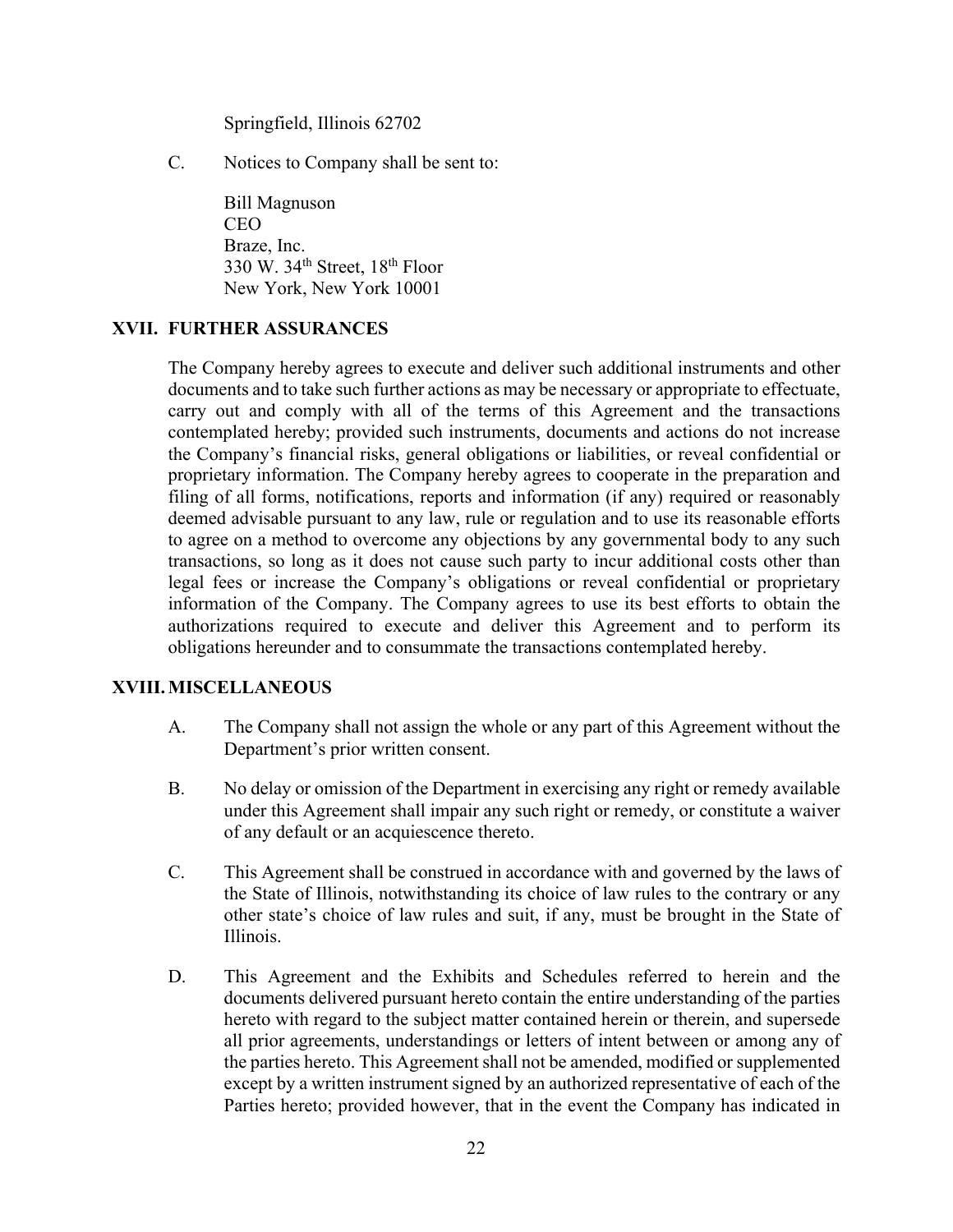Springfield, Illinois 62702

C. Notices to Company shall be sent to:

Bill Magnuson
CEO
Braze, Inc.
330 W. 34th Street, 18th Floor
New York, New York 10001

## XVII. FURTHER ASSURANCES

The Company hereby agrees to execute and deliver such additional instruments and other documents and to take such further actions as may be necessary or appropriate to effectuate, carry out and comply with all of the terms of this Agreement and the transactions contemplated hereby; provided such instruments, documents and actions do not increase the Company's financial risks, general obligations or liabilities, or reveal confidential or proprietary information. The Company hereby agrees to cooperate in the preparation and filing of all forms, notifications, reports and information (if any) required or reasonably deemed advisable pursuant to any law, rule or regulation and to use its reasonable efforts to agree on a method to overcome any objections by any governmental body to any such transactions, so long as it does not cause such party to incur additional costs other than legal fees or increase the Company's obligations or reveal confidential or proprietary information of the Company. The Company agrees to use its best efforts to obtain the authorizations required to execute and deliver this Agreement and to perform its obligations hereunder and to consummate the transactions contemplated hereby.

## XVIII. MISCELLANEOUS

A. The Company shall not assign the whole or any part of this Agreement without the Department's prior written consent.

B. No delay or omission of the Department in exercising any right or remedy available under this Agreement shall impair any such right or remedy, or constitute a waiver of any default or an acquiescence thereto.

C. This Agreement shall be construed in accordance with and governed by the laws of the State of Illinois, notwithstanding its choice of law rules to the contrary or any other state's choice of law rules and suit, if any, must be brought in the State of Illinois.

D. This Agreement and the Exhibits and Schedules referred to herein and the documents delivered pursuant hereto contain the entire understanding of the parties hereto with regard to the subject matter contained herein or therein, and supersede all prior agreements, understandings or letters of intent between or among any of the parties hereto. This Agreement shall not be amended, modified or supplemented except by a written instrument signed by an authorized representative of each of the Parties hereto; provided however, that in the event the Company has indicated in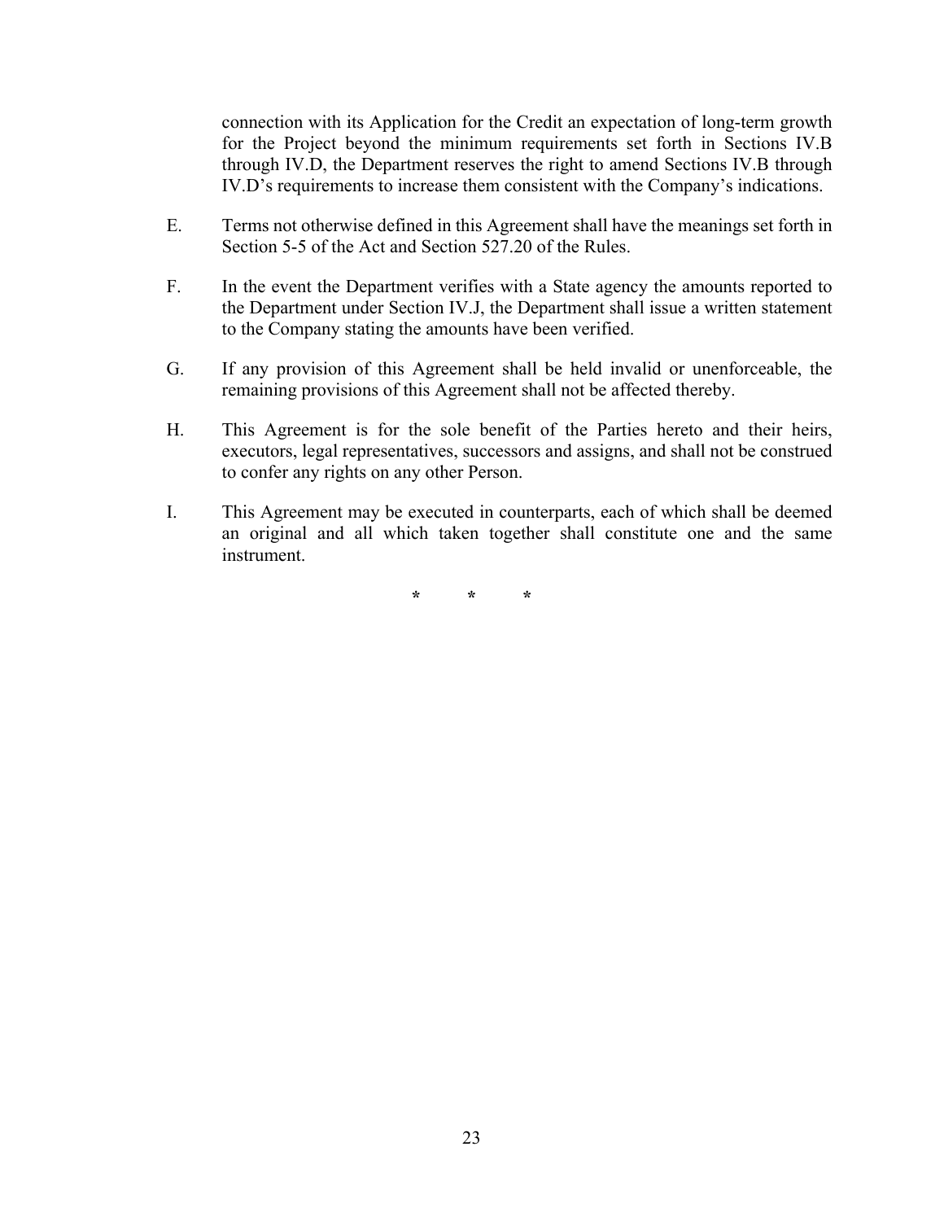connection with its Application for the Credit an expectation of long-term growth for the Project beyond the minimum requirements set forth in Sections IV.B through IV.D, the Department reserves the right to amend Sections IV.B through IV.D's requirements to increase them consistent with the Company's indications.

E. Terms not otherwise defined in this Agreement shall have the meanings set forth in Section 5-5 of the Act and Section 527.20 of the Rules.

F. In the event the Department verifies with a State agency the amounts reported to the Department under Section IV.J, the Department shall issue a written statement to the Company stating the amounts have been verified.

G. If any provision of this Agreement shall be held invalid or unenforceable, the remaining provisions of this Agreement shall not be affected thereby.

H. This Agreement is for the sole benefit of the Parties hereto and their heirs, executors, legal representatives, successors and assigns, and shall not be construed to confer any rights on any other Person.

I. This Agreement may be executed in counterparts, each of which shall be deemed an original and all which taken together shall constitute one and the same instrument.

\*          \*          \*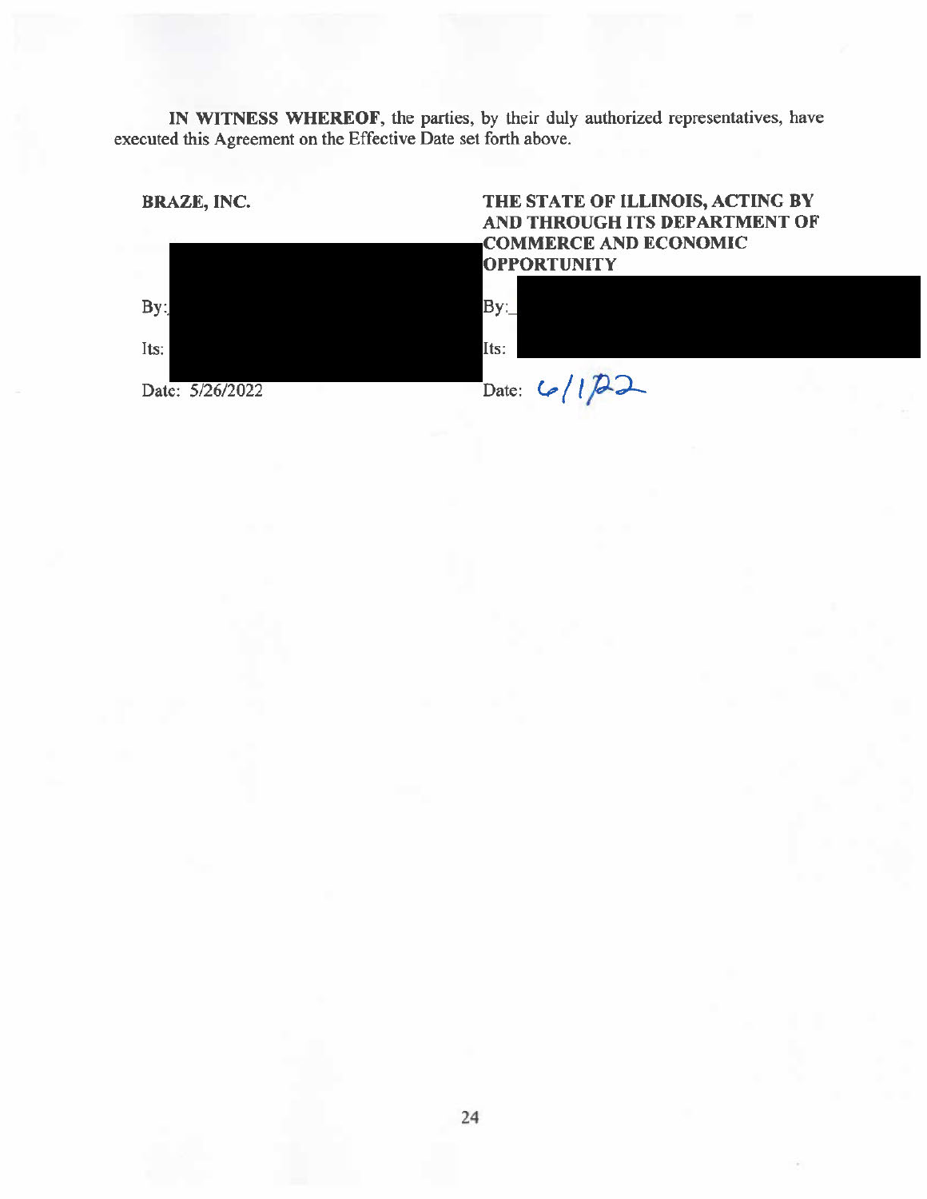**IN WITNESS WHEREOF**, the parties, by their duly authorized representatives, have executed this Agreement on the Effective Date set forth above.

| **BRAZE, INC.** | **THE STATE OF ILLINOIS, ACTING BY AND THROUGH ITS DEPARTMENT OF COMMERCE AND ECONOMIC OPPORTUNITY** |
| --- | --- |
| By: | By: |
| Its: | Its: |
| Date: 5/26/2022 | Date: 6/1/22 |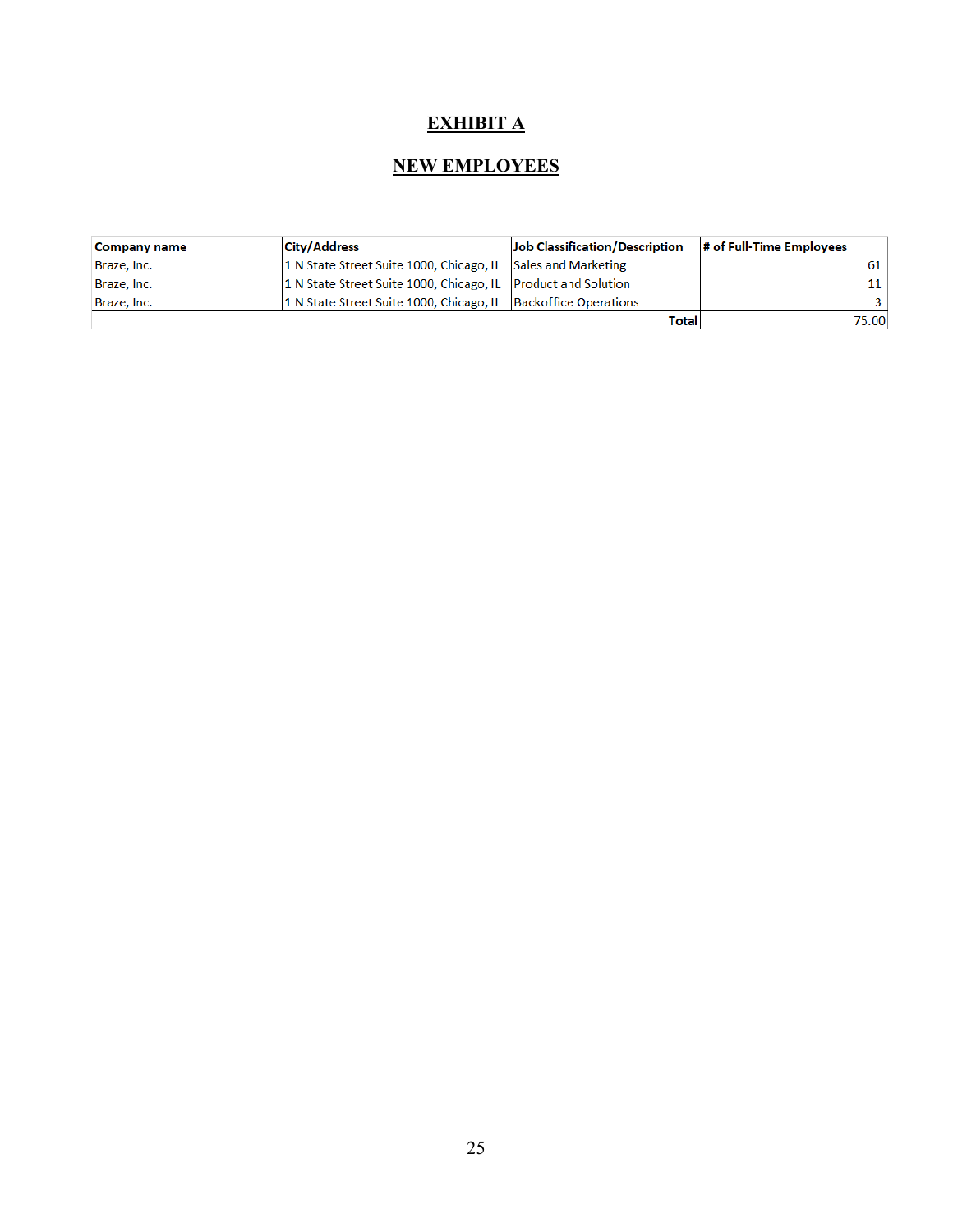# EXHIBIT A

## NEW EMPLOYEES

| Company name | City/Address | Job Classification/Description | # of Full-Time Employees |
|---|---|---|---|
| Braze, Inc. | 1 N State Street Suite 1000, Chicago, IL | Sales and Marketing | 61 |
| Braze, Inc. | 1 N State Street Suite 1000, Chicago, IL | Product and Solution | 11 |
| Braze, Inc. | 1 N State Street Suite 1000, Chicago, IL | Backoffice Operations | 3 |
| | | **Total** | 75.00 |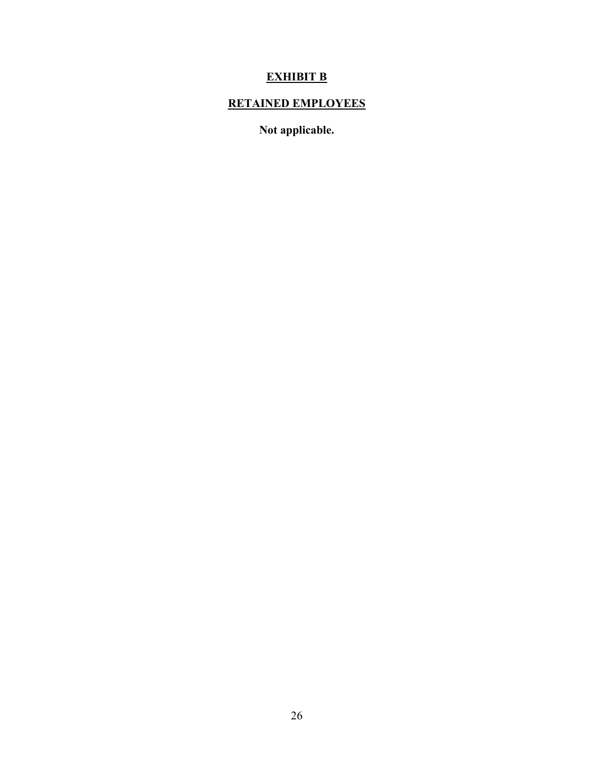# **EXHIBIT B**

## **RETAINED EMPLOYEES**

**Not applicable.**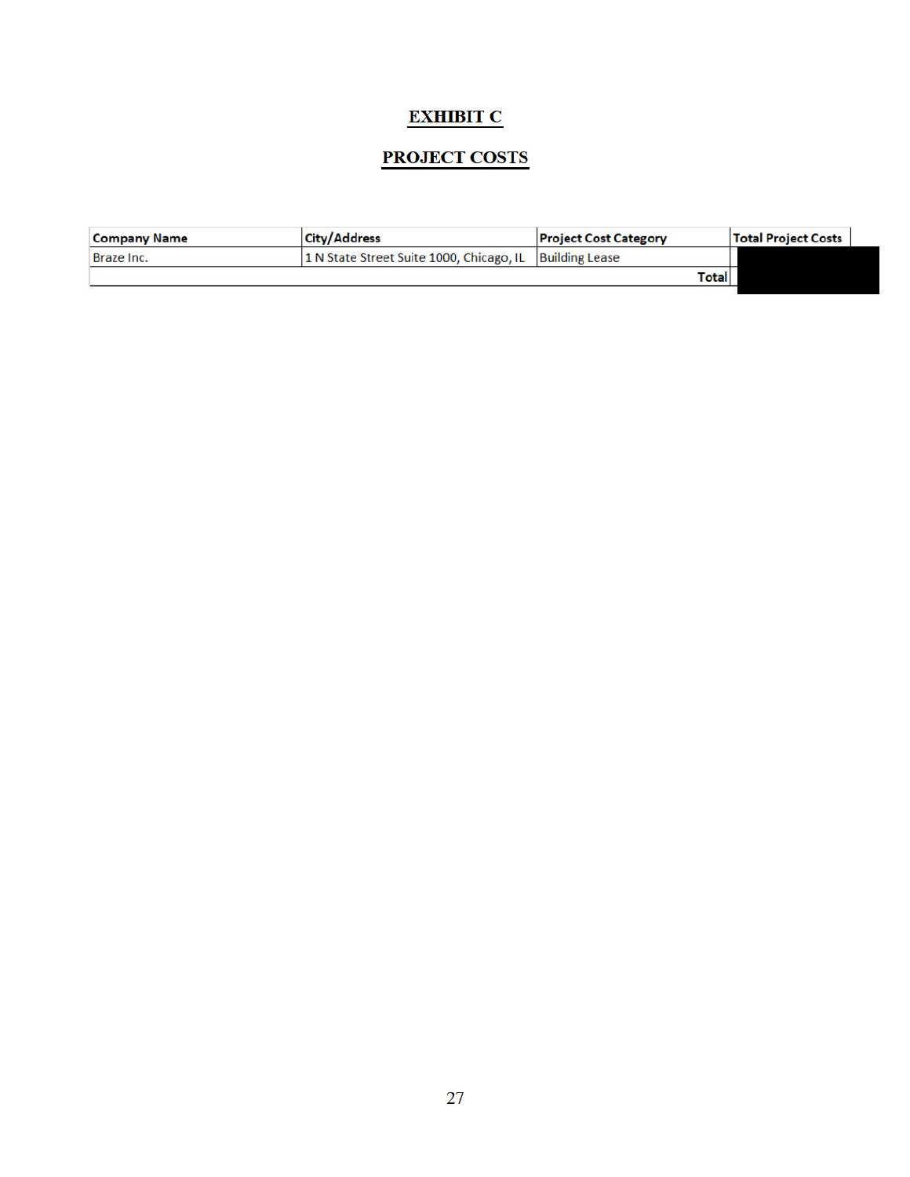# EXHIBIT C

# PROJECT COSTS

| Company Name | City/Address | Project Cost Category | Total Project Costs |
|---|---|---|---|
| Braze Inc. | 1 N State Street Suite 1000, Chicago, IL | Building Lease | |
| | | Total | |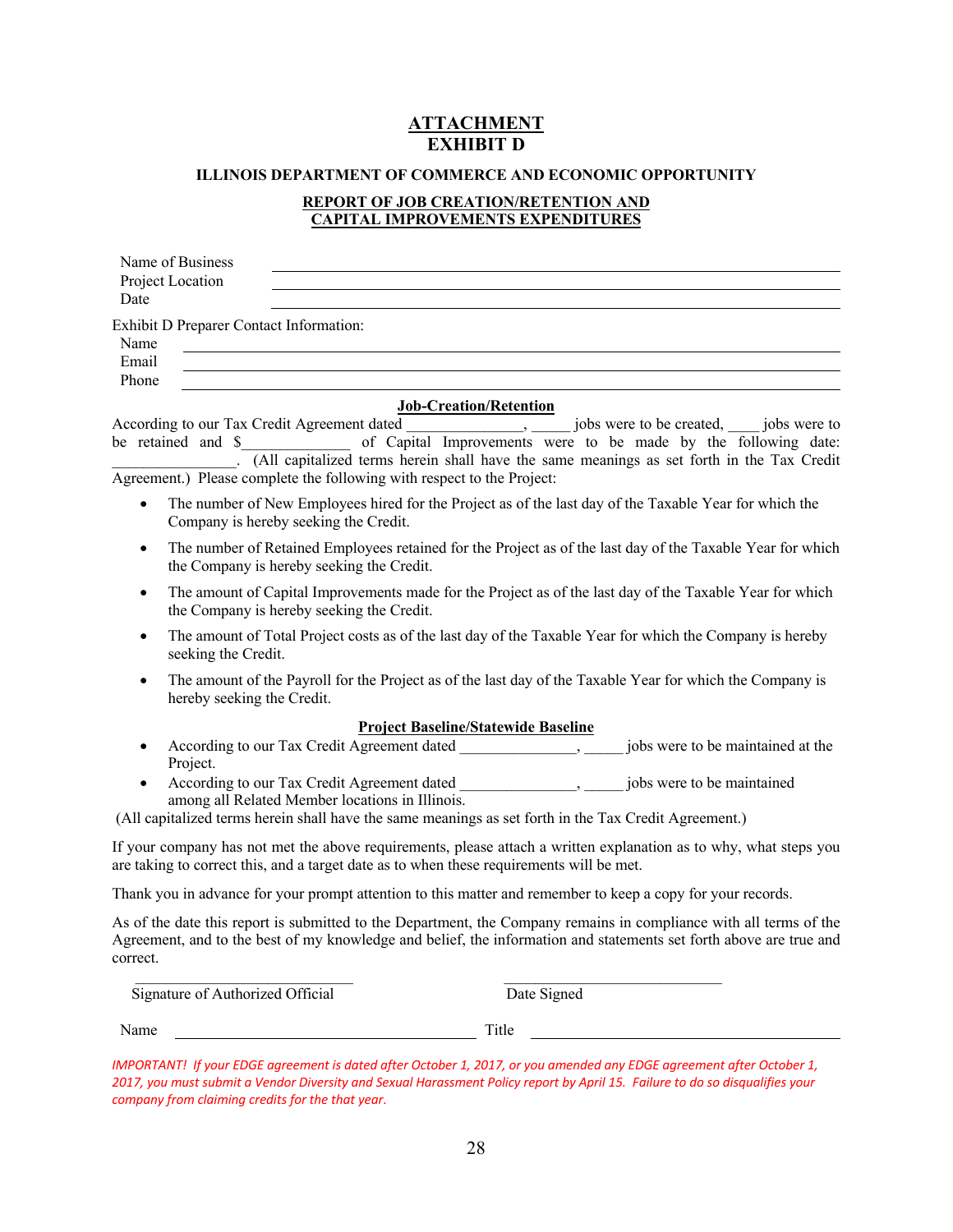# ATTACHMENT
# EXHIBIT D

### ILLINOIS DEPARTMENT OF COMMERCE AND ECONOMIC OPPORTUNITY

### REPORT OF JOB CREATION/RETENTION AND CAPITAL IMPROVEMENTS EXPENDITURES

Name of Business \_\_\_\_\_\_\_\_\_\_\_\_\_\_\_\_\_\_\_\_\_\_\_\_\_\_\_\_\_\_\_\_\_\_\_\_\_\_\_\_

Project Location \_\_\_\_\_\_\_\_\_\_\_\_\_\_\_\_\_\_\_\_\_\_\_\_\_\_\_\_\_\_\_\_\_\_\_\_\_\_\_\_

Date \_\_\_\_\_\_\_\_\_\_\_\_\_\_\_\_\_\_\_\_\_\_\_\_\_\_\_\_\_\_\_\_\_\_\_\_\_\_\_\_

Exhibit D Preparer Contact Information:

Name \_\_\_\_\_\_\_\_\_\_\_\_\_\_\_\_\_\_\_\_\_\_\_\_\_\_\_\_\_\_\_\_\_\_\_\_\_\_\_\_

Email \_\_\_\_\_\_\_\_\_\_\_\_\_\_\_\_\_\_\_\_\_\_\_\_\_\_\_\_\_\_\_\_\_\_\_\_\_\_\_\_

Phone \_\_\_\_\_\_\_\_\_\_\_\_\_\_\_\_\_\_\_\_\_\_\_\_\_\_\_\_\_\_\_\_\_\_\_\_\_\_\_\_

#### Job-Creation/Retention

According to our Tax Credit Agreement dated \_\_\_\_\_\_\_\_\_\_\_\_\_\_\_, \_\_\_\_\_ jobs were to be created, \_\_\_\_ jobs were to be retained and $\_\_\_\_\_\_\_\_\_\_\_\_\_\_ of Capital Improvements were to be made by the following date: \_\_\_\_\_\_\_\_\_\_\_\_\_\_\_\_. (All capitalized terms herein shall have the same meanings as set forth in the Tax Credit Agreement.) Please complete the following with respect to the Project:

- The number of New Employees hired for the Project as of the last day of the Taxable Year for which the Company is hereby seeking the Credit.
- The number of Retained Employees retained for the Project as of the last day of the Taxable Year for which the Company is hereby seeking the Credit.
- The amount of Capital Improvements made for the Project as of the last day of the Taxable Year for which the Company is hereby seeking the Credit.
- The amount of Total Project costs as of the last day of the Taxable Year for which the Company is hereby seeking the Credit.
- The amount of the Payroll for the Project as of the last day of the Taxable Year for which the Company is hereby seeking the Credit.

#### Project Baseline/Statewide Baseline

- According to our Tax Credit Agreement dated \_\_\_\_\_\_\_\_\_\_\_\_\_\_\_, \_\_\_\_\_ jobs were to be maintained at the Project.
- According to our Tax Credit Agreement dated \_\_\_\_\_\_\_\_\_\_\_\_\_\_\_, \_\_\_\_\_ jobs were to be maintained among all Related Member locations in Illinois.

(All capitalized terms herein shall have the same meanings as set forth in the Tax Credit Agreement.)

If your company has not met the above requirements, please attach a written explanation as to why, what steps you are taking to correct this, and a target date as to when these requirements will be met.

Thank you in advance for your prompt attention to this matter and remember to keep a copy for your records.

As of the date this report is submitted to the Department, the Company remains in compliance with all terms of the Agreement, and to the best of my knowledge and belief, the information and statements set forth above are true and correct.

\_\_\_\_\_\_\_\_\_\_\_\_\_\_\_\_\_\_\_\_\_\_\_\_\_\_\_\_\_ \_\_\_\_\_\_\_\_\_\_\_\_\_\_\_\_\_\_\_\_\_\_\_\_\_\_\_\_\_

Signature of Authorized Official Date Signed

Name \_\_\_\_\_\_\_\_\_\_\_\_\_\_\_\_\_\_\_\_\_\_\_\_\_\_\_\_\_\_\_\_\_\_ Title \_\_\_\_\_\_\_\_\_\_\_\_\_\_\_\_\_\_\_\_\_\_\_\_\_\_\_\_\_\_\_\_\_\_

*IMPORTANT! If your EDGE agreement is dated after October 1, 2017, or you amended any EDGE agreement after October 1, 2017, you must submit a Vendor Diversity and Sexual Harassment Policy report by April 15. Failure to do so disqualifies your company from claiming credits for the that year.*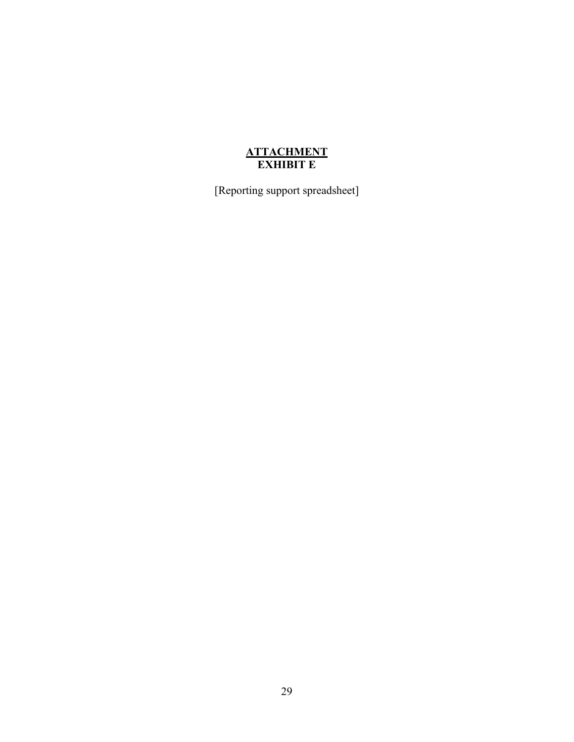**ATTACHMENT**
**EXHIBIT E**

[Reporting support spreadsheet]